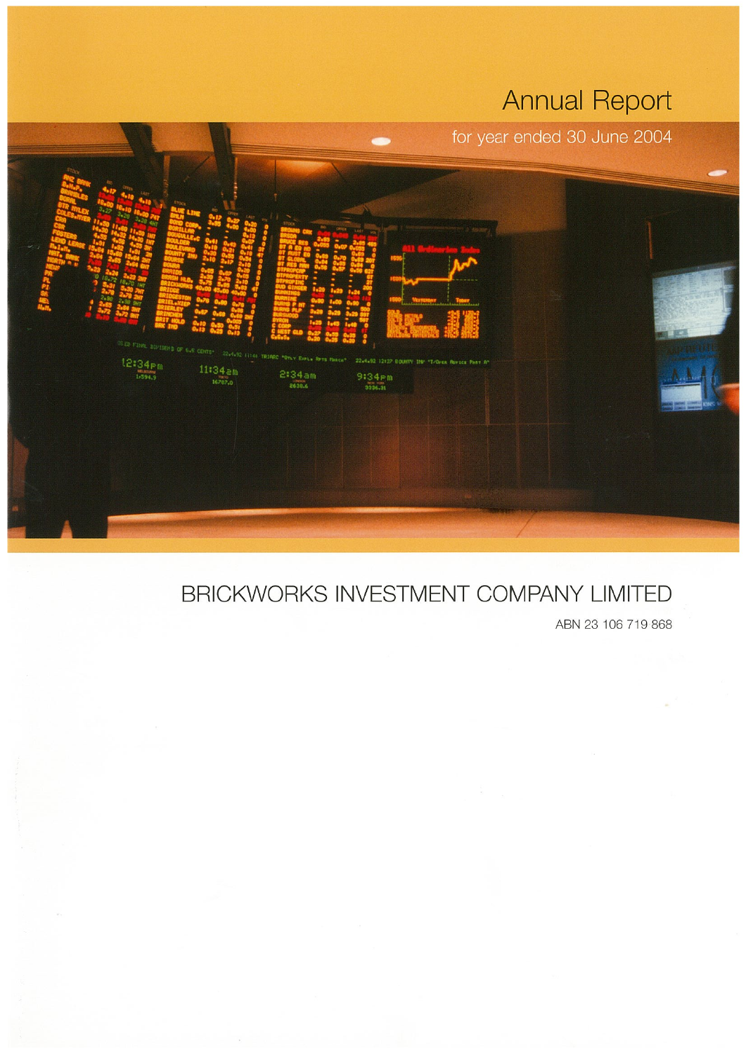# Annual Report

for year ended 30 June 2004

## BRICKWORKS INVESTMENT COMPANY LIMITED

ABN 23 106 719 868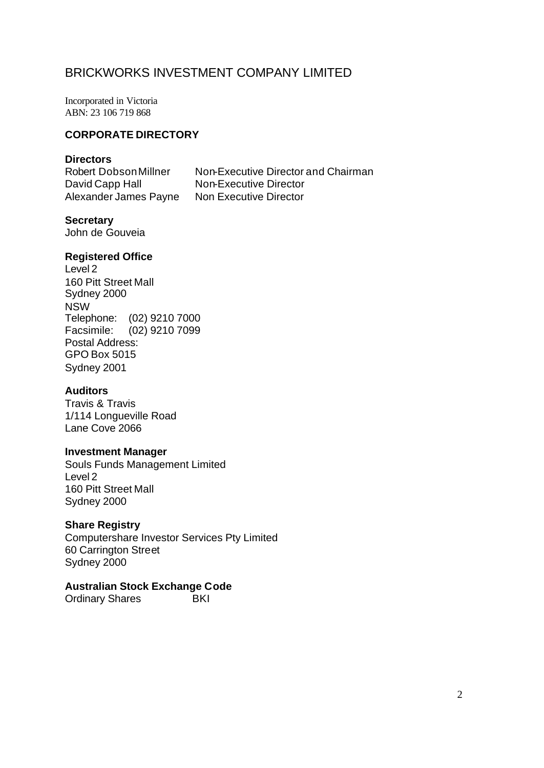# BRICKWORKS INVESTMENT COMPANY LIMITED

Incorporated in Victoria
ABN: 23 106 719 868

## CORPORATE DIRECTORY

**Directors**

| | |
|---|---|
| Robert Dobson Millner | Non-Executive Director and Chairman |
| David Capp Hall | Non-Executive Director |
| Alexander James Payne | Non Executive Director |

**Secretary**
John de Gouveia

**Registered Office**
Level 2
160 Pitt Street Mall
Sydney 2000
NSW
Telephone: (02) 9210 7000
Facsimile: (02) 9210 7099
Postal Address:
GPO Box 5015
Sydney 2001

**Auditors**
Travis & Travis
1/114 Longueville Road
Lane Cove 2066

**Investment Manager**
Souls Funds Management Limited
Level 2
160 Pitt Street Mall
Sydney 2000

**Share Registry**
Computershare Investor Services Pty Limited
60 Carrington Street
Sydney 2000

**Australian Stock Exchange Code**
Ordinary Shares BKI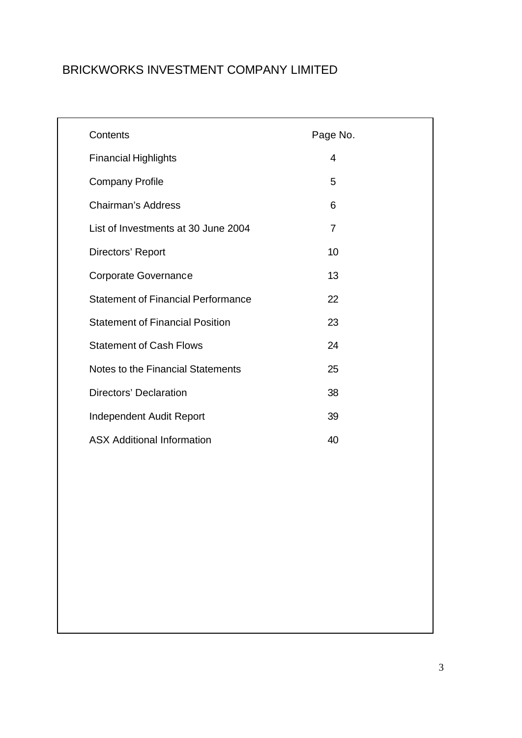# BRICKWORKS INVESTMENT COMPANY LIMITED

| Contents | Page No. |
|---|---|
| Financial Highlights | 4 |
| Company Profile | 5 |
| Chairman's Address | 6 |
| List of Investments at 30 June 2004 | 7 |
| Directors' Report | 10 |
| Corporate Governance | 13 |
| Statement of Financial Performance | 22 |
| Statement of Financial Position | 23 |
| Statement of Cash Flows | 24 |
| Notes to the Financial Statements | 25 |
| Directors' Declaration | 38 |
| Independent Audit Report | 39 |
| ASX Additional Information | 40 |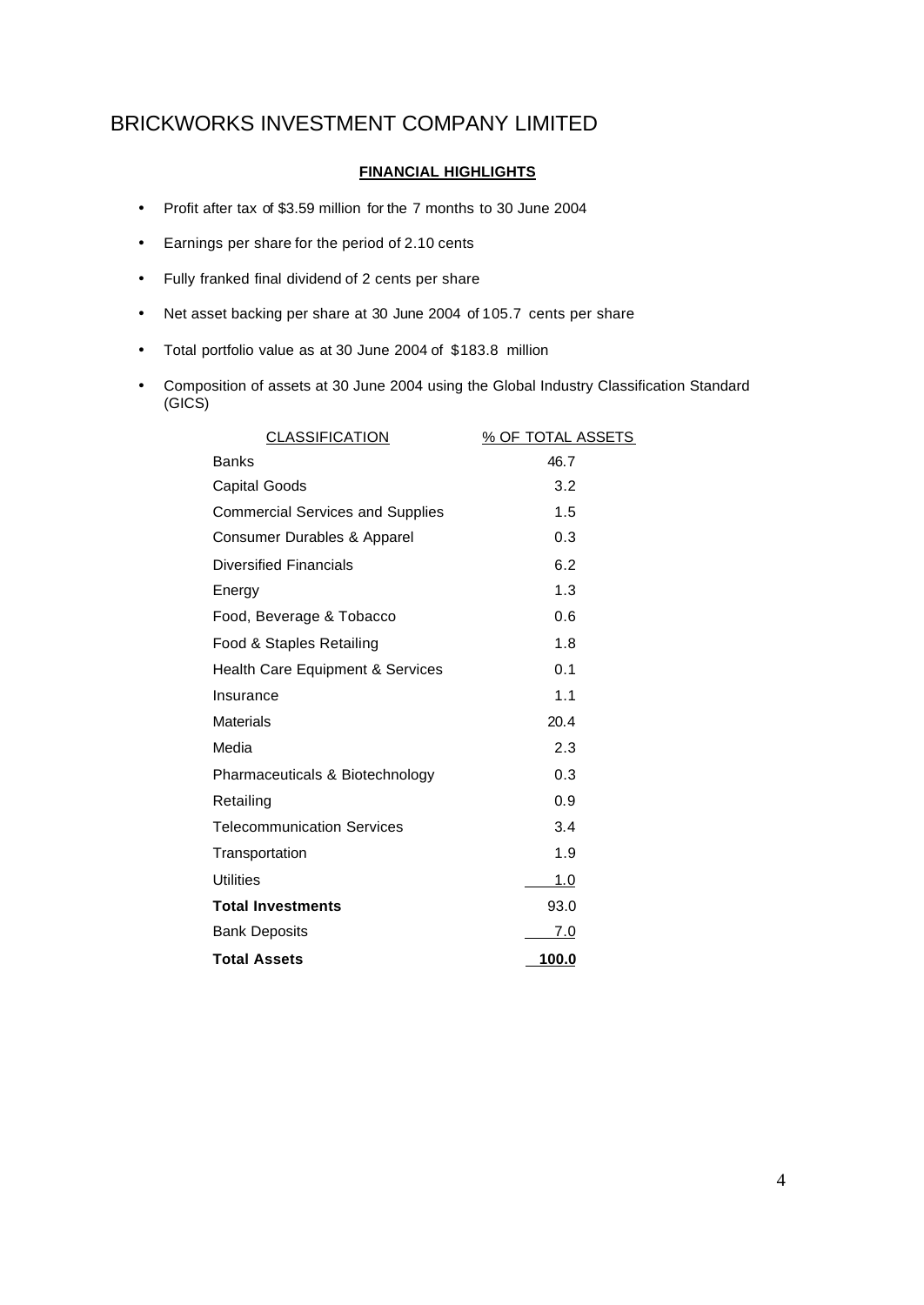# BRICKWORKS INVESTMENT COMPANY LIMITED

**FINANCIAL HIGHLIGHTS**

- Profit after tax of $3.59 million for the 7 months to 30 June 2004
- Earnings per share for the period of 2.10 cents
- Fully franked final dividend of 2 cents per share
- Net asset backing per share at 30 June 2004 of 105.7 cents per share
- Total portfolio value as at 30 June 2004 of $183.8 million
- Composition of assets at 30 June 2004 using the Global Industry Classification Standard (GICS)

| CLASSIFICATION | % OF TOTAL ASSETS |
|---|---|
| Banks | 46.7 |
| Capital Goods | 3.2 |
| Commercial Services and Supplies | 1.5 |
| Consumer Durables & Apparel | 0.3 |
| Diversified Financials | 6.2 |
| Energy | 1.3 |
| Food, Beverage & Tobacco | 0.6 |
| Food & Staples Retailing | 1.8 |
| Health Care Equipment & Services | 0.1 |
| Insurance | 1.1 |
| Materials | 20.4 |
| Media | 2.3 |
| Pharmaceuticals & Biotechnology | 0.3 |
| Retailing | 0.9 |
| Telecommunication Services | 3.4 |
| Transportation | 1.9 |
| Utilities | 1.0 |
| **Total Investments** | 93.0 |
| Bank Deposits | 7.0 |
| **Total Assets** | **100.0** |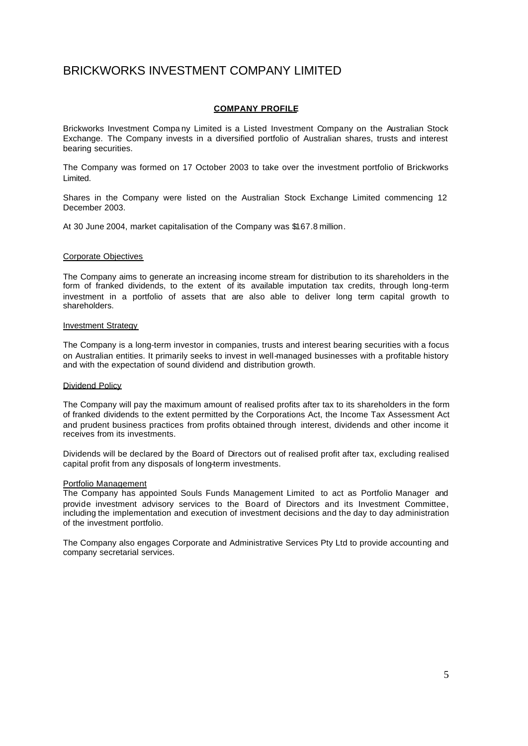# BRICKWORKS INVESTMENT COMPANY LIMITED

## COMPANY PROFILE

Brickworks Investment Company Limited is a Listed Investment Company on the Australian Stock Exchange. The Company invests in a diversified portfolio of Australian shares, trusts and interest bearing securities.

The Company was formed on 17 October 2003 to take over the investment portfolio of Brickworks Limited.

Shares in the Company were listed on the Australian Stock Exchange Limited commencing 12 December 2003.

At 30 June 2004, market capitalisation of the Company was $167.8 million.

### Corporate Objectives

The Company aims to generate an increasing income stream for distribution to its shareholders in the form of franked dividends, to the extent of its available imputation tax credits, through long-term investment in a portfolio of assets that are also able to deliver long term capital growth to shareholders.

### Investment Strategy

The Company is a long-term investor in companies, trusts and interest bearing securities with a focus on Australian entities. It primarily seeks to invest in well-managed businesses with a profitable history and with the expectation of sound dividend and distribution growth.

### Dividend Policy

The Company will pay the maximum amount of realised profits after tax to its shareholders in the form of franked dividends to the extent permitted by the Corporations Act, the Income Tax Assessment Act and prudent business practices from profits obtained through interest, dividends and other income it receives from its investments.

Dividends will be declared by the Board of Directors out of realised profit after tax, excluding realised capital profit from any disposals of long-term investments.

### Portfolio Management

The Company has appointed Souls Funds Management Limited to act as Portfolio Manager and provide investment advisory services to the Board of Directors and its Investment Committee, including the implementation and execution of investment decisions and the day to day administration of the investment portfolio.

The Company also engages Corporate and Administrative Services Pty Ltd to provide accounting and company secretarial services.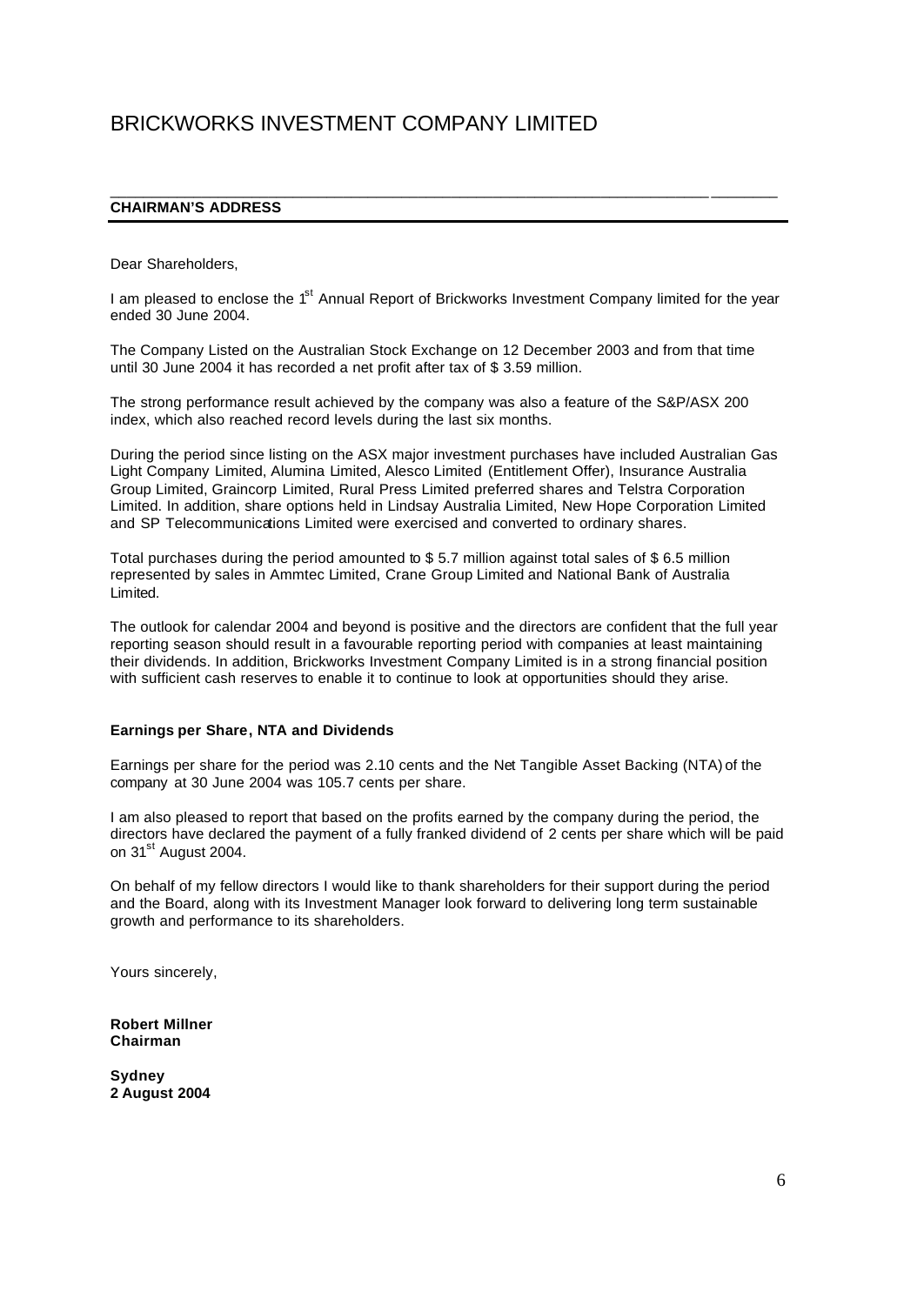# BRICKWORKS INVESTMENT COMPANY LIMITED

## CHAIRMAN'S ADDRESS

Dear Shareholders,

I am pleased to enclose the 1st Annual Report of Brickworks Investment Company limited for the year ended 30 June 2004.

The Company Listed on the Australian Stock Exchange on 12 December 2003 and from that time until 30 June 2004 it has recorded a net profit after tax of $ 3.59 million.

The strong performance result achieved by the company was also a feature of the S&P/ASX 200 index, which also reached record levels during the last six months.

During the period since listing on the ASX major investment purchases have included Australian Gas Light Company Limited, Alumina Limited, Alesco Limited (Entitlement Offer), Insurance Australia Group Limited, Graincorp Limited, Rural Press Limited preferred shares and Telstra Corporation Limited. In addition, share options held in Lindsay Australia Limited, New Hope Corporation Limited and SP Telecommunications Limited were exercised and converted to ordinary shares.

Total purchases during the period amounted to $ 5.7 million against total sales of $ 6.5 million represented by sales in Ammtec Limited, Crane Group Limited and National Bank of Australia Limited.

The outlook for calendar 2004 and beyond is positive and the directors are confident that the full year reporting season should result in a favourable reporting period with companies at least maintaining their dividends. In addition, Brickworks Investment Company Limited is in a strong financial position with sufficient cash reserves to enable it to continue to look at opportunities should they arise.

### Earnings per Share, NTA and Dividends

Earnings per share for the period was 2.10 cents and the Net Tangible Asset Backing (NTA) of the company at 30 June 2004 was 105.7 cents per share.

I am also pleased to report that based on the profits earned by the company during the period, the directors have declared the payment of a fully franked dividend of 2 cents per share which will be paid on 31st August 2004.

On behalf of my fellow directors I would like to thank shareholders for their support during the period and the Board, along with its Investment Manager look forward to delivering long term sustainable growth and performance to its shareholders.

Yours sincerely,

**Robert Millner**
**Chairman**

**Sydney**
**2 August 2004**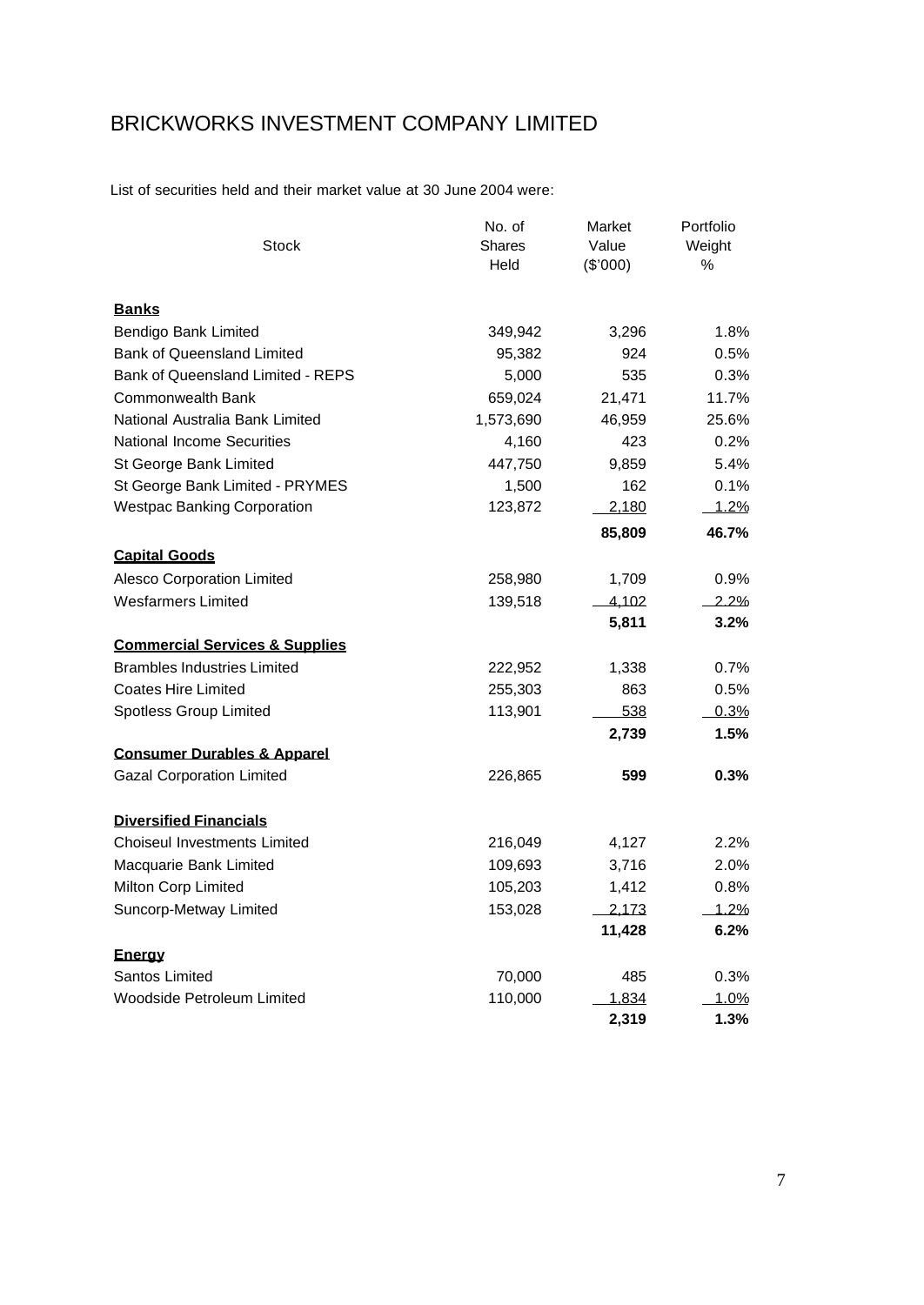# BRICKWORKS INVESTMENT COMPANY LIMITED

List of securities held and their market value at 30 June 2004 were:

| Stock | No. of Shares Held | Market Value ($'000) | Portfolio Weight % |
|---|---|---|---|
| **Banks** | | | |
| Bendigo Bank Limited | 349,942 | 3,296 | 1.8% |
| Bank of Queensland Limited | 95,382 | 924 | 0.5% |
| Bank of Queensland Limited - REPS | 5,000 | 535 | 0.3% |
| Commonwealth Bank | 659,024 | 21,471 | 11.7% |
| National Australia Bank Limited | 1,573,690 | 46,959 | 25.6% |
| National Income Securities | 4,160 | 423 | 0.2% |
| St George Bank Limited | 447,750 | 9,859 | 5.4% |
| St George Bank Limited - PRYMES | 1,500 | 162 | 0.1% |
| Westpac Banking Corporation | 123,872 | 2,180 | 1.2% |
| | | **85,809** | **46.7%** |
| **Capital Goods** | | | |
| Alesco Corporation Limited | 258,980 | 1,709 | 0.9% |
| Wesfarmers Limited | 139,518 | 4,102 | 2.2% |
| | | **5,811** | **3.2%** |
| **Commercial Services & Supplies** | | | |
| Brambles Industries Limited | 222,952 | 1,338 | 0.7% |
| Coates Hire Limited | 255,303 | 863 | 0.5% |
| Spotless Group Limited | 113,901 | 538 | 0.3% |
| | | **2,739** | **1.5%** |
| **Consumer Durables & Apparel** | | | |
| Gazal Corporation Limited | 226,865 | **599** | **0.3%** |
| **Diversified Financials** | | | |
| Choiseul Investments Limited | 216,049 | 4,127 | 2.2% |
| Macquarie Bank Limited | 109,693 | 3,716 | 2.0% |
| Milton Corp Limited | 105,203 | 1,412 | 0.8% |
| Suncorp-Metway Limited | 153,028 | 2,173 | 1.2% |
| | | **11,428** | **6.2%** |
| **Energy** | | | |
| Santos Limited | 70,000 | 485 | 0.3% |
| Woodside Petroleum Limited | 110,000 | 1,834 | 1.0% |
| | | **2,319** | **1.3%** |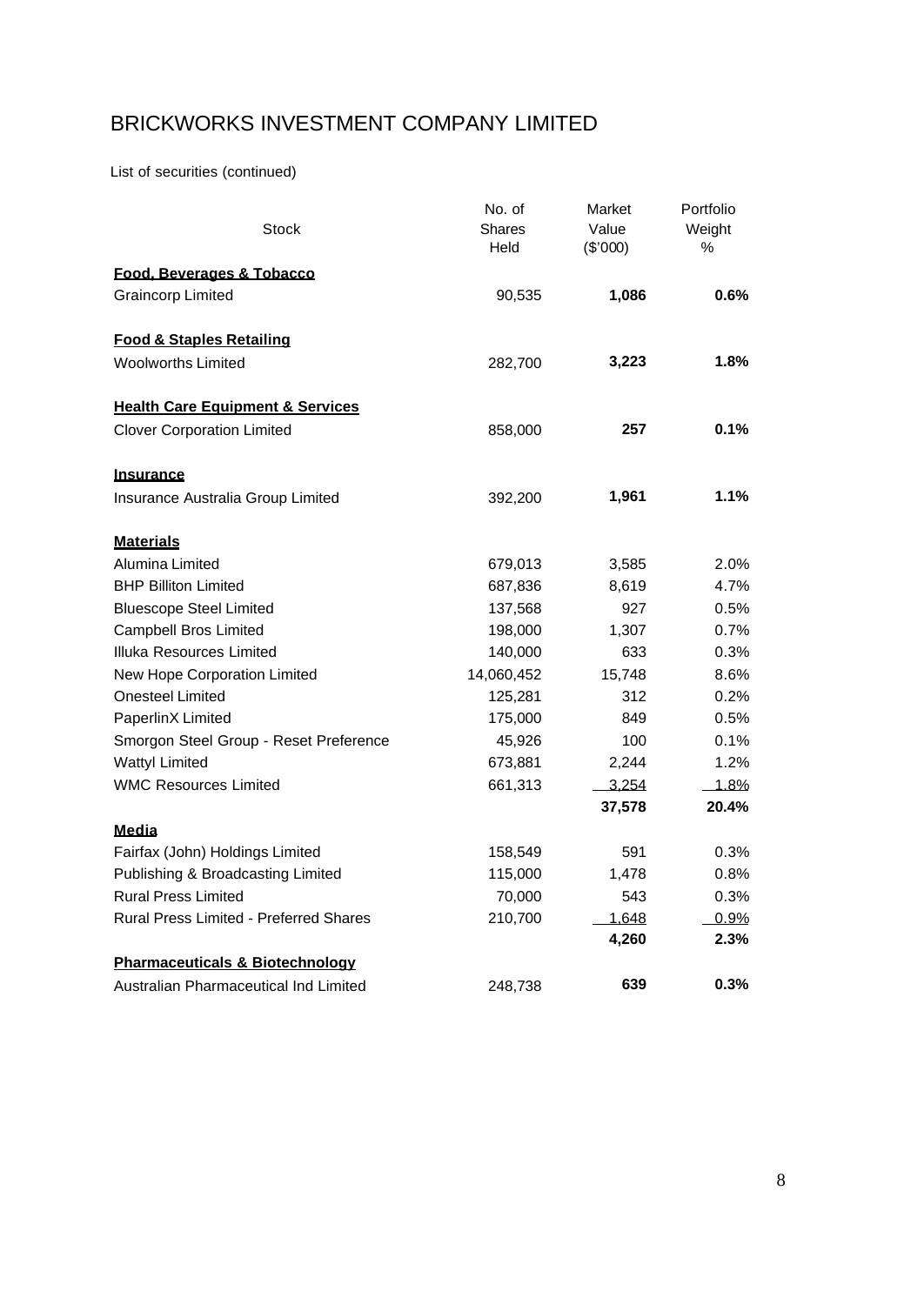# BRICKWORKS INVESTMENT COMPANY LIMITED

List of securities (continued)

| Stock | No. of Shares Held | Market Value ($'000) | Portfolio Weight % |
|---|---|---|---|
| **Food, Beverages & Tobacco** | | | |
| Graincorp Limited | 90,535 | **1,086** | **0.6%** |
| **Food & Staples Retailing** | | | |
| Woolworths Limited | 282,700 | **3,223** | **1.8%** |
| **Health Care Equipment & Services** | | | |
| Clover Corporation Limited | 858,000 | **257** | **0.1%** |
| **Insurance** | | | |
| Insurance Australia Group Limited | 392,200 | **1,961** | **1.1%** |
| **Materials** | | | |
| Alumina Limited | 679,013 | 3,585 | 2.0% |
| BHP Billiton Limited | 687,836 | 8,619 | 4.7% |
| Bluescope Steel Limited | 137,568 | 927 | 0.5% |
| Campbell Bros Limited | 198,000 | 1,307 | 0.7% |
| Illuka Resources Limited | 140,000 | 633 | 0.3% |
| New Hope Corporation Limited | 14,060,452 | 15,748 | 8.6% |
| Onesteel Limited | 125,281 | 312 | 0.2% |
| PaperlinX Limited | 175,000 | 849 | 0.5% |
| Smorgon Steel Group - Reset Preference | 45,926 | 100 | 0.1% |
| Wattyl Limited | 673,881 | 2,244 | 1.2% |
| WMC Resources Limited | 661,313 | 3,254 | 1.8% |
| | | **37,578** | **20.4%** |
| **Media** | | | |
| Fairfax (John) Holdings Limited | 158,549 | 591 | 0.3% |
| Publishing & Broadcasting Limited | 115,000 | 1,478 | 0.8% |
| Rural Press Limited | 70,000 | 543 | 0.3% |
| Rural Press Limited - Preferred Shares | 210,700 | 1,648 | 0.9% |
| | | **4,260** | **2.3%** |
| **Pharmaceuticals & Biotechnology** | | | |
| Australian Pharmaceutical Ind Limited | 248,738 | **639** | **0.3%** |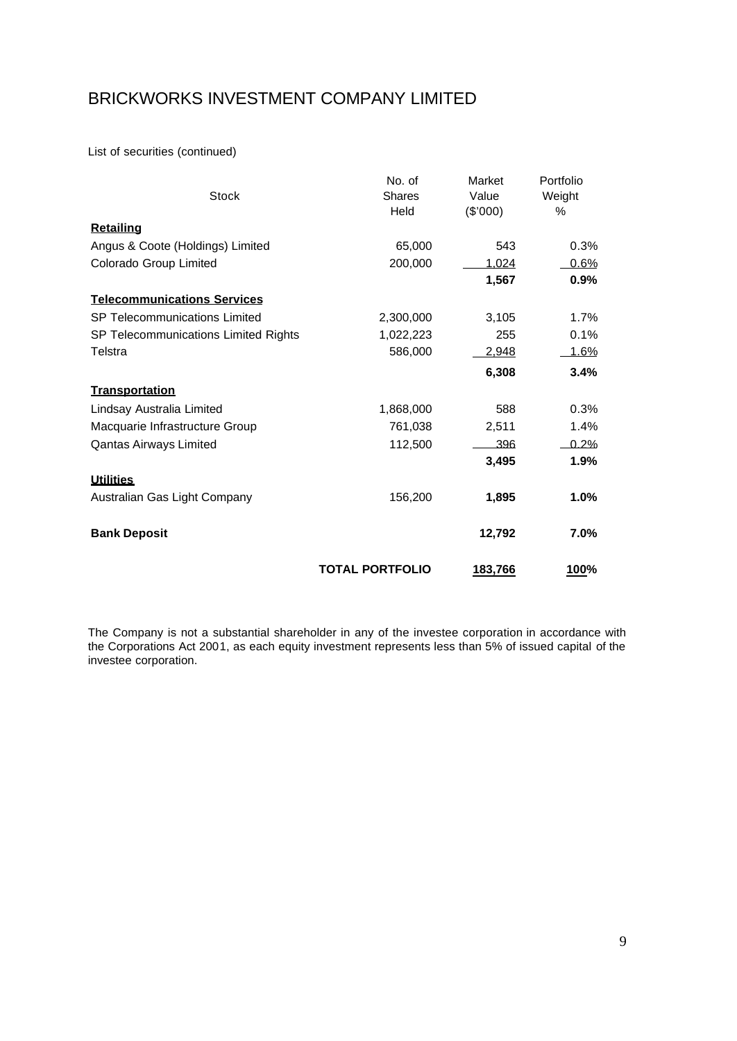# BRICKWORKS INVESTMENT COMPANY LIMITED

List of securities (continued)

| Stock | No. of Shares Held | Market Value ($'000) | Portfolio Weight % |
|---|---|---|---|
| **Retailing** | | | |
| Angus & Coote (Holdings) Limited | 65,000 | 543 | 0.3% |
| Colorado Group Limited | 200,000 | 1,024 | 0.6% |
| | | **1,567** | **0.9%** |
| **Telecommunications Services** | | | |
| SP Telecommunications Limited | 2,300,000 | 3,105 | 1.7% |
| SP Telecommunications Limited Rights | 1,022,223 | 255 | 0.1% |
| Telstra | 586,000 | 2,948 | 1.6% |
| | | **6,308** | **3.4%** |
| **Transportation** | | | |
| Lindsay Australia Limited | 1,868,000 | 588 | 0.3% |
| Macquarie Infrastructure Group | 761,038 | 2,511 | 1.4% |
| Qantas Airways Limited | 112,500 | 396 | 0.2% |
| | | **3,495** | **1.9%** |
| **Utilities** | | | |
| Australian Gas Light Company | 156,200 | **1,895** | **1.0%** |
| **Bank Deposit** | | **12,792** | **7.0%** |
| | **TOTAL PORTFOLIO** | **183,766** | **100%** |

The Company is not a substantial shareholder in any of the investee corporation in accordance with the Corporations Act 2001, as each equity investment represents less than 5% of issued capital of the investee corporation.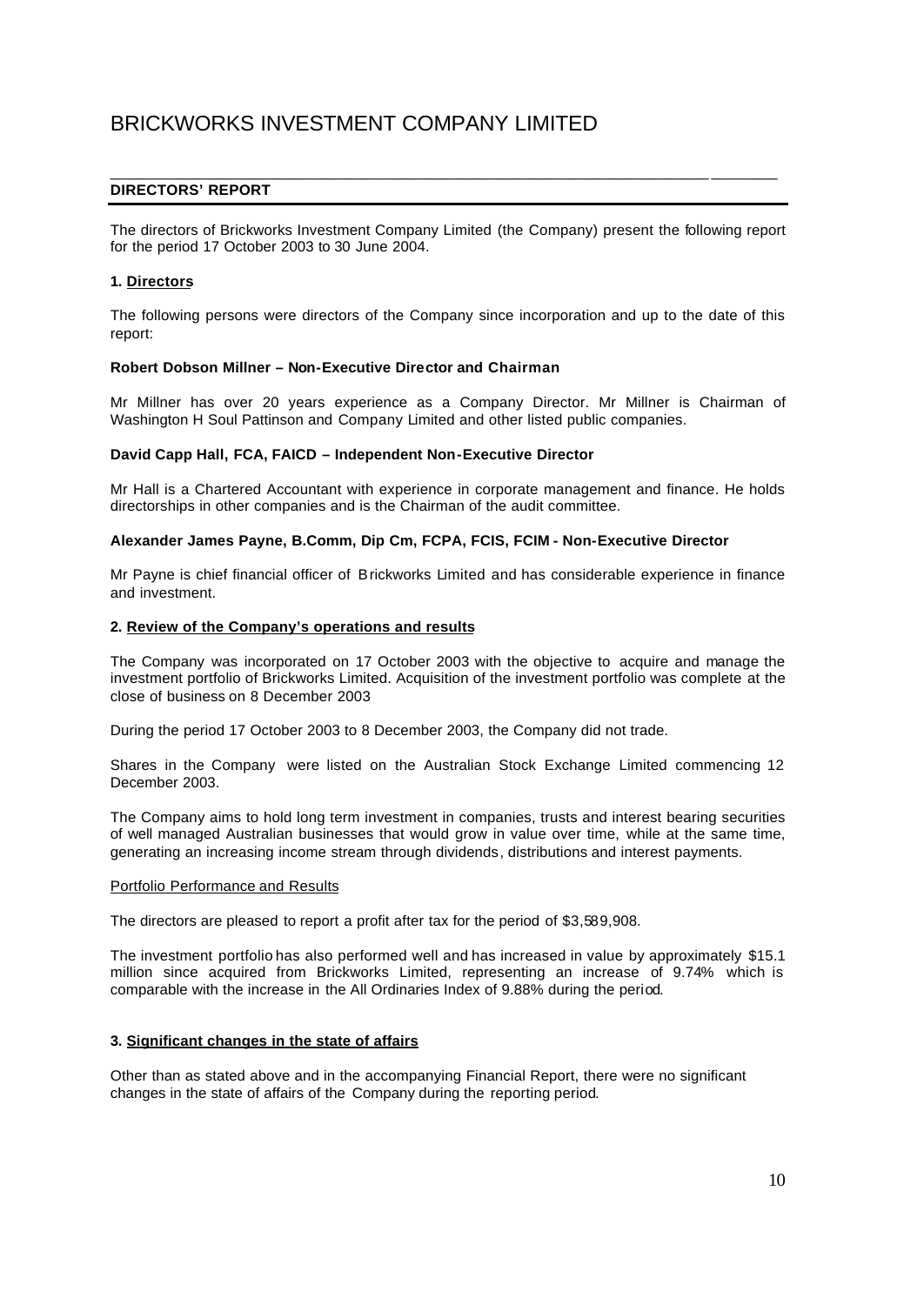# BRICKWORKS INVESTMENT COMPANY LIMITED

## DIRECTORS' REPORT

The directors of Brickworks Investment Company Limited (the Company) present the following report for the period 17 October 2003 to 30 June 2004.

### 1. Directors

The following persons were directors of the Company since incorporation and up to the date of this report:

**Robert Dobson Millner – Non-Executive Director and Chairman**

Mr Millner has over 20 years experience as a Company Director. Mr Millner is Chairman of Washington H Soul Pattinson and Company Limited and other listed public companies.

**David Capp Hall, FCA, FAICD – Independent Non-Executive Director**

Mr Hall is a Chartered Accountant with experience in corporate management and finance. He holds directorships in other companies and is the Chairman of the audit committee.

**Alexander James Payne, B.Comm, Dip Cm, FCPA, FCIS, FCIM - Non-Executive Director**

Mr Payne is chief financial officer of Brickworks Limited and has considerable experience in finance and investment.

### 2. Review of the Company's operations and results

The Company was incorporated on 17 October 2003 with the objective to acquire and manage the investment portfolio of Brickworks Limited. Acquisition of the investment portfolio was complete at the close of business on 8 December 2003

During the period 17 October 2003 to 8 December 2003, the Company did not trade.

Shares in the Company were listed on the Australian Stock Exchange Limited commencing 12 December 2003.

The Company aims to hold long term investment in companies, trusts and interest bearing securities of well managed Australian businesses that would grow in value over time, while at the same time, generating an increasing income stream through dividends, distributions and interest payments.

Portfolio Performance and Results

The directors are pleased to report a profit after tax for the period of $3,589,908.

The investment portfolio has also performed well and has increased in value by approximately $15.1 million since acquired from Brickworks Limited, representing an increase of 9.74% which is comparable with the increase in the All Ordinaries Index of 9.88% during the period.

### 3. Significant changes in the state of affairs

Other than as stated above and in the accompanying Financial Report, there were no significant changes in the state of affairs of the Company during the reporting period.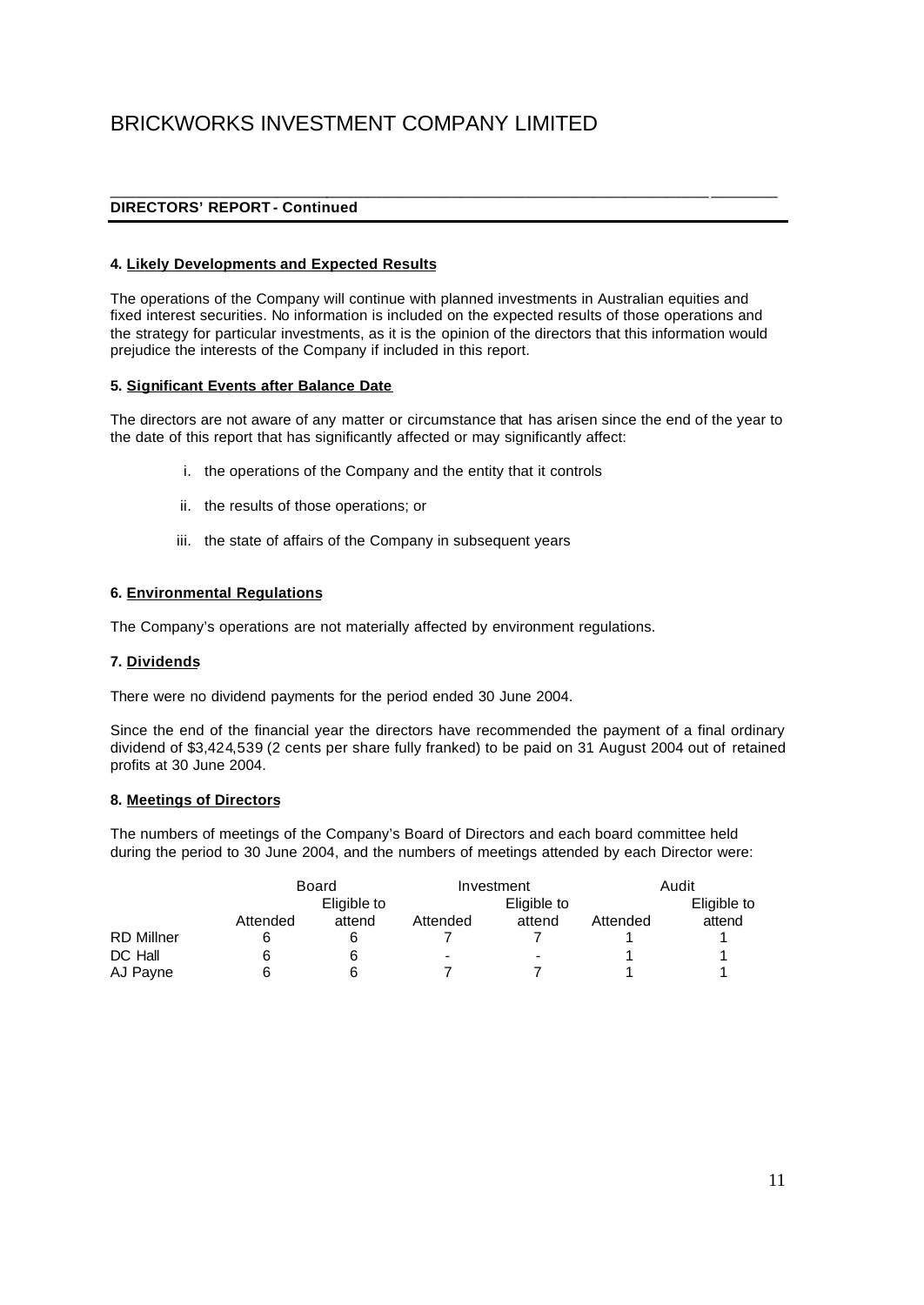# BRICKWORKS INVESTMENT COMPANY LIMITED

**DIRECTORS' REPORT - Continued**

#### 4. Likely Developments and Expected Results

The operations of the Company will continue with planned investments in Australian equities and fixed interest securities. No information is included on the expected results of those operations and the strategy for particular investments, as it is the opinion of the directors that this information would prejudice the interests of the Company if included in this report.

#### 5. Significant Events after Balance Date

The directors are not aware of any matter or circumstance that has arisen since the end of the year to the date of this report that has significantly affected or may significantly affect:

i. the operations of the Company and the entity that it controls

ii. the results of those operations; or

iii. the state of affairs of the Company in subsequent years

#### 6. Environmental Regulations

The Company's operations are not materially affected by environment regulations.

#### 7. Dividends

There were no dividend payments for the period ended 30 June 2004.

Since the end of the financial year the directors have recommended the payment of a final ordinary dividend of $3,424,539 (2 cents per share fully franked) to be paid on 31 August 2004 out of retained profits at 30 June 2004.

#### 8. Meetings of Directors

The numbers of meetings of the Company's Board of Directors and each board committee held during the period to 30 June 2004, and the numbers of meetings attended by each Director were:

| | Board | | Investment | | Audit | |
|---|---|---|---|---|---|---|
| | Attended | Eligible to attend | Attended | Eligible to attend | Attended | Eligible to attend |
| RD Millner | 6 | 6 | 7 | 7 | 1 | 1 |
| DC Hall | 6 | 6 | - | - | 1 | 1 |
| AJ Payne | 6 | 6 | 7 | 7 | 1 | 1 |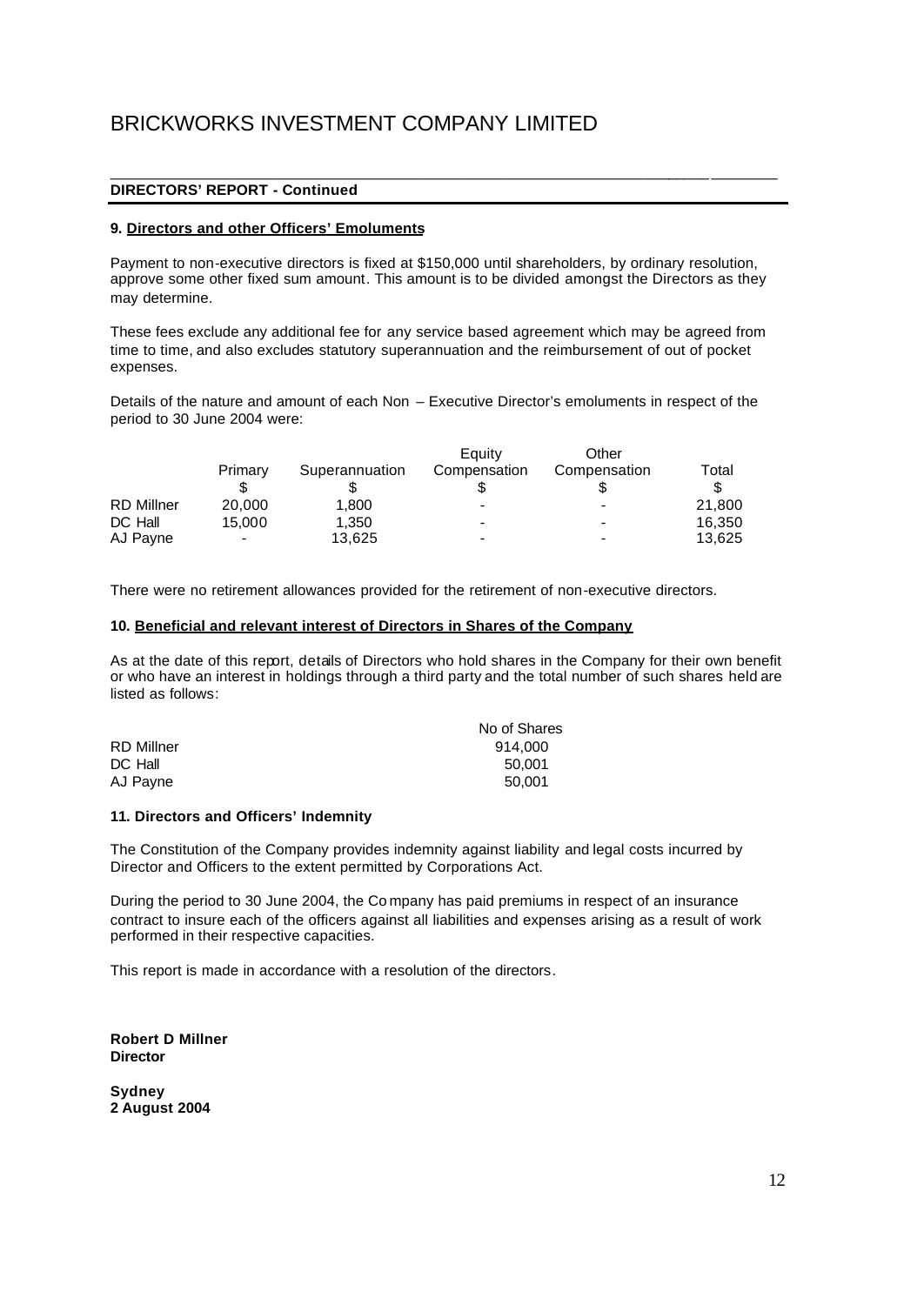# BRICKWORKS INVESTMENT COMPANY LIMITED

**DIRECTORS' REPORT - Continued**

**9. Directors and other Officers' Emoluments**

Payment to non-executive directors is fixed at $150,000 until shareholders, by ordinary resolution, approve some other fixed sum amount. This amount is to be divided amongst the Directors as they may determine.

These fees exclude any additional fee for any service based agreement which may be agreed from time to time, and also excludes statutory superannuation and the reimbursement of out of pocket expenses.

Details of the nature and amount of each Non – Executive Director's emoluments in respect of the period to 30 June 2004 were:

| | Primary | Superannuation | Equity Compensation | Other Compensation | Total |
|---|---|---|---|---|---|
| | $ | $ | $ | $ | $ |
| RD Millner | 20,000 | 1,800 | - | - | 21,800 |
| DC Hall | 15,000 | 1,350 | - | - | 16,350 |
| AJ Payne | - | 13,625 | - | - | 13,625 |

There were no retirement allowances provided for the retirement of non-executive directors.

**10. Beneficial and relevant interest of Directors in Shares of the Company**

As at the date of this report, details of Directors who hold shares in the Company for their own benefit or who have an interest in holdings through a third party and the total number of such shares held are listed as follows:

| | No of Shares |
|---|---|
| RD Millner | 914,000 |
| DC Hall | 50,001 |
| AJ Payne | 50,001 |

**11. Directors and Officers' Indemnity**

The Constitution of the Company provides indemnity against liability and legal costs incurred by Director and Officers to the extent permitted by Corporations Act.

During the period to 30 June 2004, the Company has paid premiums in respect of an insurance contract to insure each of the officers against all liabilities and expenses arising as a result of work performed in their respective capacities.

This report is made in accordance with a resolution of the directors.

**Robert D Millner**
**Director**

**Sydney**
**2 August 2004**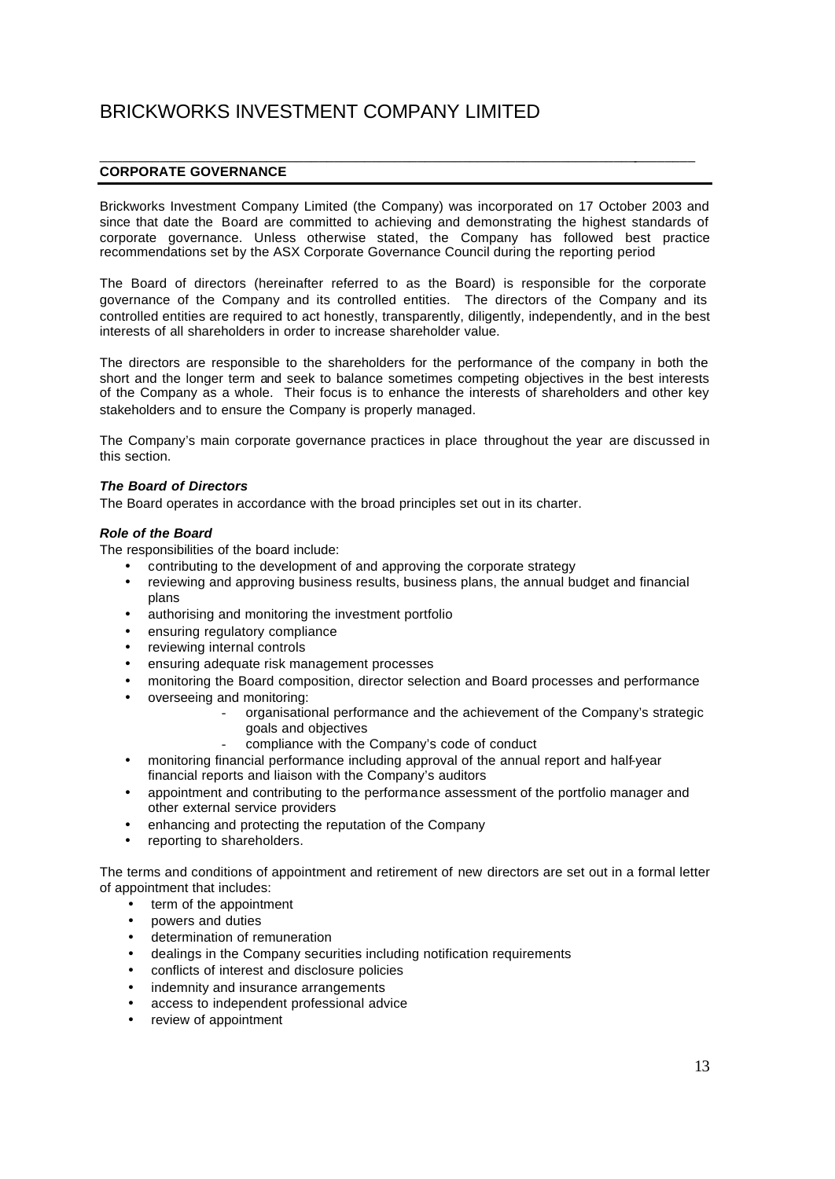# BRICKWORKS INVESTMENT COMPANY LIMITED

## CORPORATE GOVERNANCE

Brickworks Investment Company Limited (the Company) was incorporated on 17 October 2003 and since that date the Board are committed to achieving and demonstrating the highest standards of corporate governance. Unless otherwise stated, the Company has followed best practice recommendations set by the ASX Corporate Governance Council during the reporting period

The Board of directors (hereinafter referred to as the Board) is responsible for the corporate governance of the Company and its controlled entities. The directors of the Company and its controlled entities are required to act honestly, transparently, diligently, independently, and in the best interests of all shareholders in order to increase shareholder value.

The directors are responsible to the shareholders for the performance of the company in both the short and the longer term and seek to balance sometimes competing objectives in the best interests of the Company as a whole. Their focus is to enhance the interests of shareholders and other key stakeholders and to ensure the Company is properly managed.

The Company's main corporate governance practices in place throughout the year are discussed in this section.

***The Board of Directors***

The Board operates in accordance with the broad principles set out in its charter.

***Role of the Board***

The responsibilities of the board include:

- contributing to the development of and approving the corporate strategy
- reviewing and approving business results, business plans, the annual budget and financial plans
- authorising and monitoring the investment portfolio
- ensuring regulatory compliance
- reviewing internal controls
- ensuring adequate risk management processes
- monitoring the Board composition, director selection and Board processes and performance
- overseeing and monitoring:
    - organisational performance and the achievement of the Company's strategic goals and objectives
    - compliance with the Company's code of conduct
- monitoring financial performance including approval of the annual report and half-year financial reports and liaison with the Company's auditors
- appointment and contributing to the performance assessment of the portfolio manager and other external service providers
- enhancing and protecting the reputation of the Company
- reporting to shareholders.

The terms and conditions of appointment and retirement of new directors are set out in a formal letter of appointment that includes:

- term of the appointment
- powers and duties
- determination of remuneration
- dealings in the Company securities including notification requirements
- conflicts of interest and disclosure policies
- indemnity and insurance arrangements
- access to independent professional advice
- review of appointment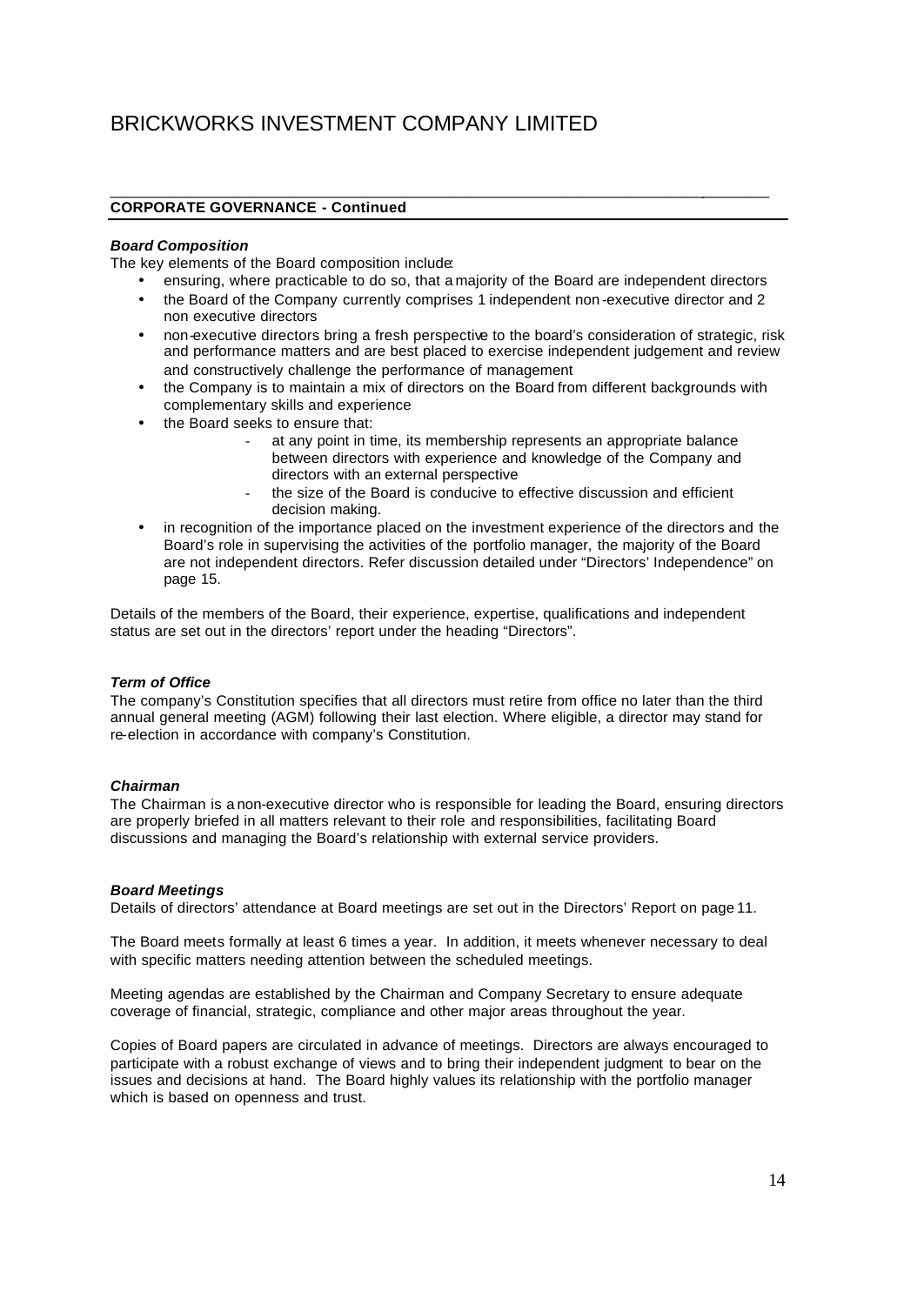## CORPORATE GOVERNANCE - Continued

### *Board Composition*

The key elements of the Board composition include:

- ensuring, where practicable to do so, that a majority of the Board are independent directors
- the Board of the Company currently comprises 1 independent non-executive director and 2 non executive directors
- non-executive directors bring a fresh perspective to the board's consideration of strategic, risk and performance matters and are best placed to exercise independent judgement and review and constructively challenge the performance of management
- the Company is to maintain a mix of directors on the Board from different backgrounds with complementary skills and experience
- the Board seeks to ensure that:
    - at any point in time, its membership represents an appropriate balance between directors with experience and knowledge of the Company and directors with an external perspective
    - the size of the Board is conducive to effective discussion and efficient decision making.
- in recognition of the importance placed on the investment experience of the directors and the Board's role in supervising the activities of the portfolio manager, the majority of the Board are not independent directors. Refer discussion detailed under "Directors' Independence" on page 15.

Details of the members of the Board, their experience, expertise, qualifications and independent status are set out in the directors' report under the heading "Directors".

### *Term of Office*

The company's Constitution specifies that all directors must retire from office no later than the third annual general meeting (AGM) following their last election. Where eligible, a director may stand for re-election in accordance with company's Constitution.

### *Chairman*

The Chairman is a non-executive director who is responsible for leading the Board, ensuring directors are properly briefed in all matters relevant to their role and responsibilities, facilitating Board discussions and managing the Board's relationship with external service providers.

### *Board Meetings*

Details of directors' attendance at Board meetings are set out in the Directors' Report on page 11.

The Board meets formally at least 6 times a year. In addition, it meets whenever necessary to deal with specific matters needing attention between the scheduled meetings.

Meeting agendas are established by the Chairman and Company Secretary to ensure adequate coverage of financial, strategic, compliance and other major areas throughout the year.

Copies of Board papers are circulated in advance of meetings. Directors are always encouraged to participate with a robust exchange of views and to bring their independent judgment to bear on the issues and decisions at hand. The Board highly values its relationship with the portfolio manager which is based on openness and trust.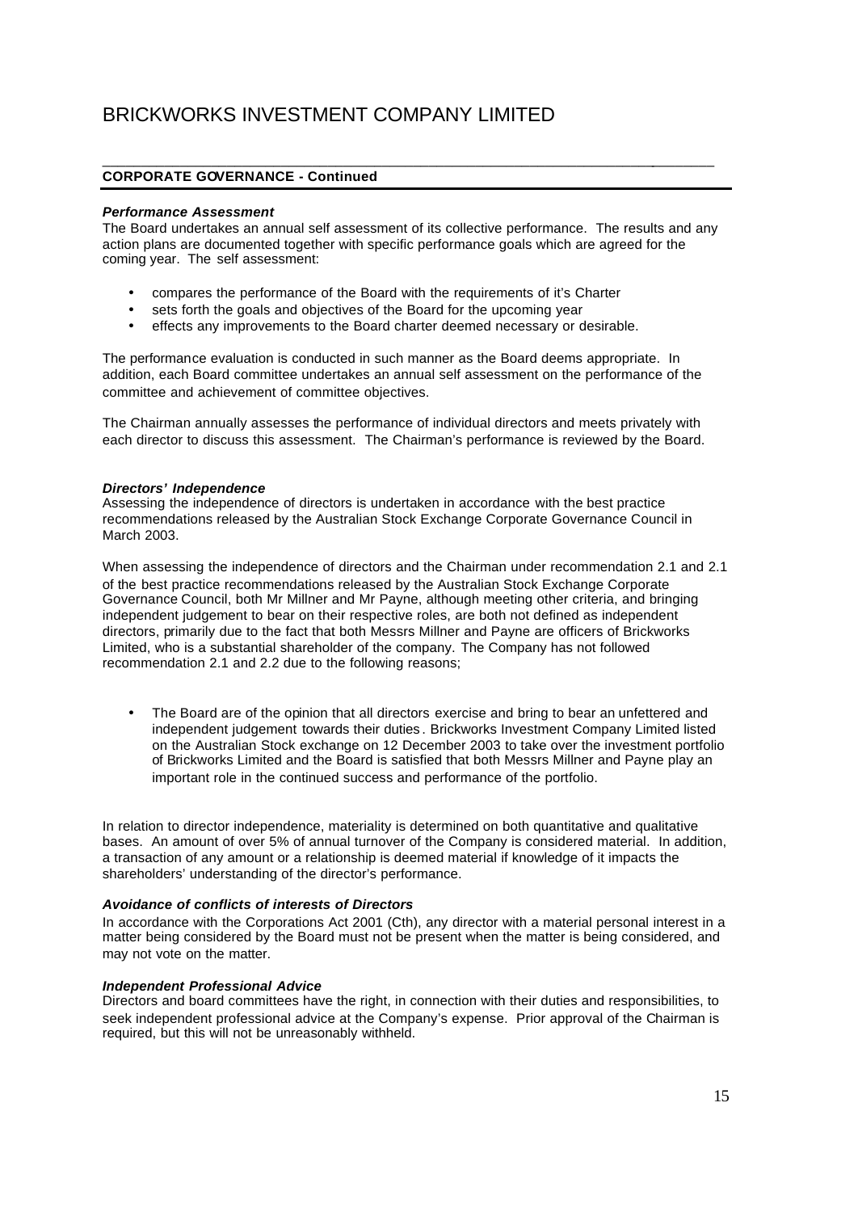# BRICKWORKS INVESTMENT COMPANY LIMITED

## CORPORATE GOVERNANCE - Continued

***Performance Assessment***

The Board undertakes an annual self assessment of its collective performance. The results and any action plans are documented together with specific performance goals which are agreed for the coming year. The self assessment:

- compares the performance of the Board with the requirements of it's Charter
- sets forth the goals and objectives of the Board for the upcoming year
- effects any improvements to the Board charter deemed necessary or desirable.

The performance evaluation is conducted in such manner as the Board deems appropriate. In addition, each Board committee undertakes an annual self assessment on the performance of the committee and achievement of committee objectives.

The Chairman annually assesses the performance of individual directors and meets privately with each director to discuss this assessment. The Chairman's performance is reviewed by the Board.

***Directors' Independence***

Assessing the independence of directors is undertaken in accordance with the best practice recommendations released by the Australian Stock Exchange Corporate Governance Council in March 2003.

When assessing the independence of directors and the Chairman under recommendation 2.1 and 2.1 of the best practice recommendations released by the Australian Stock Exchange Corporate Governance Council, both Mr Millner and Mr Payne, although meeting other criteria, and bringing independent judgement to bear on their respective roles, are both not defined as independent directors, primarily due to the fact that both Messrs Millner and Payne are officers of Brickworks Limited, who is a substantial shareholder of the company. The Company has not followed recommendation 2.1 and 2.2 due to the following reasons;

- The Board are of the opinion that all directors exercise and bring to bear an unfettered and independent judgement towards their duties. Brickworks Investment Company Limited listed on the Australian Stock exchange on 12 December 2003 to take over the investment portfolio of Brickworks Limited and the Board is satisfied that both Messrs Millner and Payne play an important role in the continued success and performance of the portfolio.

In relation to director independence, materiality is determined on both quantitative and qualitative bases. An amount of over 5% of annual turnover of the Company is considered material. In addition, a transaction of any amount or a relationship is deemed material if knowledge of it impacts the shareholders' understanding of the director's performance.

***Avoidance of conflicts of interests of Directors***

In accordance with the Corporations Act 2001 (Cth), any director with a material personal interest in a matter being considered by the Board must not be present when the matter is being considered, and may not vote on the matter.

***Independent Professional Advice***

Directors and board committees have the right, in connection with their duties and responsibilities, to seek independent professional advice at the Company's expense. Prior approval of the Chairman is required, but this will not be unreasonably withheld.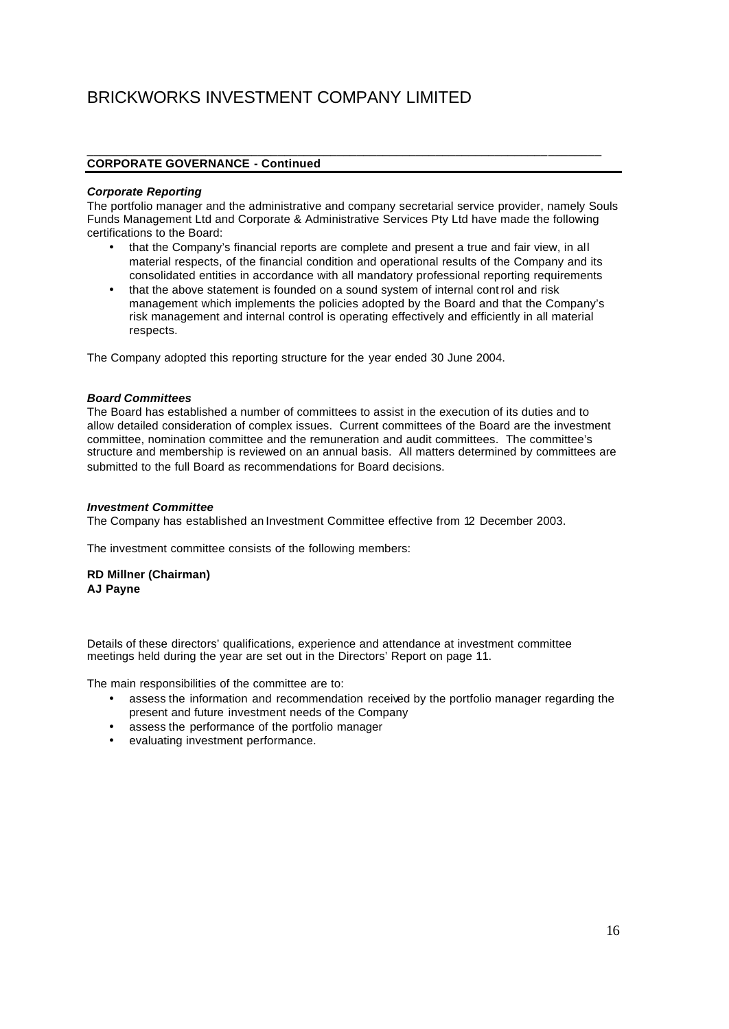## CORPORATE GOVERNANCE - Continued

***Corporate Reporting***

The portfolio manager and the administrative and company secretarial service provider, namely Souls Funds Management Ltd and Corporate & Administrative Services Pty Ltd have made the following certifications to the Board:

- that the Company's financial reports are complete and present a true and fair view, in all material respects, of the financial condition and operational results of the Company and its consolidated entities in accordance with all mandatory professional reporting requirements
- that the above statement is founded on a sound system of internal control and risk management which implements the policies adopted by the Board and that the Company's risk management and internal control is operating effectively and efficiently in all material respects.

The Company adopted this reporting structure for the year ended 30 June 2004.

***Board Committees***

The Board has established a number of committees to assist in the execution of its duties and to allow detailed consideration of complex issues. Current committees of the Board are the investment committee, nomination committee and the remuneration and audit committees. The committee's structure and membership is reviewed on an annual basis. All matters determined by committees are submitted to the full Board as recommendations for Board decisions.

***Investment Committee***

The Company has established an Investment Committee effective from 12 December 2003.

The investment committee consists of the following members:

**RD Millner (Chairman)**
**AJ Payne**

Details of these directors' qualifications, experience and attendance at investment committee meetings held during the year are set out in the Directors' Report on page 11.

The main responsibilities of the committee are to:

- assess the information and recommendation received by the portfolio manager regarding the present and future investment needs of the Company
- assess the performance of the portfolio manager
- evaluating investment performance.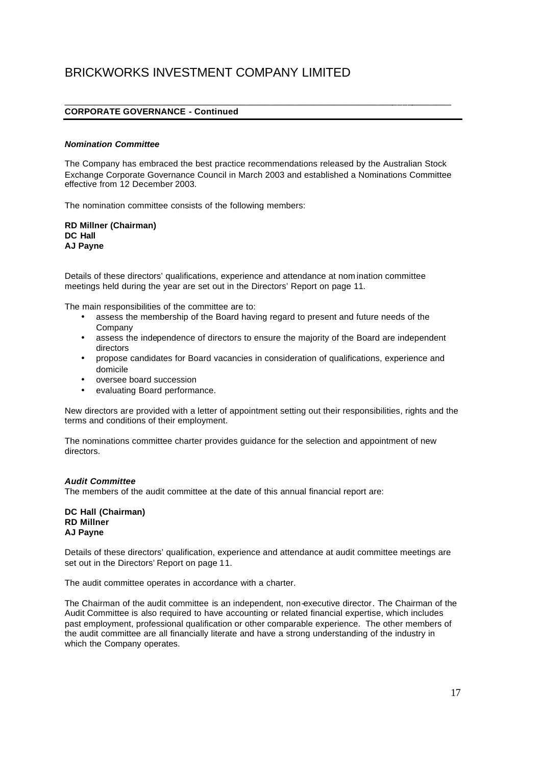## CORPORATE GOVERNANCE - Continued

***Nomination Committee***

The Company has embraced the best practice recommendations released by the Australian Stock Exchange Corporate Governance Council in March 2003 and established a Nominations Committee effective from 12 December 2003.

The nomination committee consists of the following members:

**RD Millner (Chairman)**
**DC Hall**
**AJ Payne**

Details of these directors' qualifications, experience and attendance at nomination committee meetings held during the year are set out in the Directors' Report on page 11.

The main responsibilities of the committee are to:

- assess the membership of the Board having regard to present and future needs of the Company
- assess the independence of directors to ensure the majority of the Board are independent directors
- propose candidates for Board vacancies in consideration of qualifications, experience and domicile
- oversee board succession
- evaluating Board performance.

New directors are provided with a letter of appointment setting out their responsibilities, rights and the terms and conditions of their employment.

The nominations committee charter provides guidance for the selection and appointment of new directors.

***Audit Committee***

The members of the audit committee at the date of this annual financial report are:

**DC Hall (Chairman)**
**RD Millner**
**AJ Payne**

Details of these directors' qualification, experience and attendance at audit committee meetings are set out in the Directors' Report on page 11.

The audit committee operates in accordance with a charter.

The Chairman of the audit committee is an independent, non-executive director. The Chairman of the Audit Committee is also required to have accounting or related financial expertise, which includes past employment, professional qualification or other comparable experience. The other members of the audit committee are all financially literate and have a strong understanding of the industry in which the Company operates.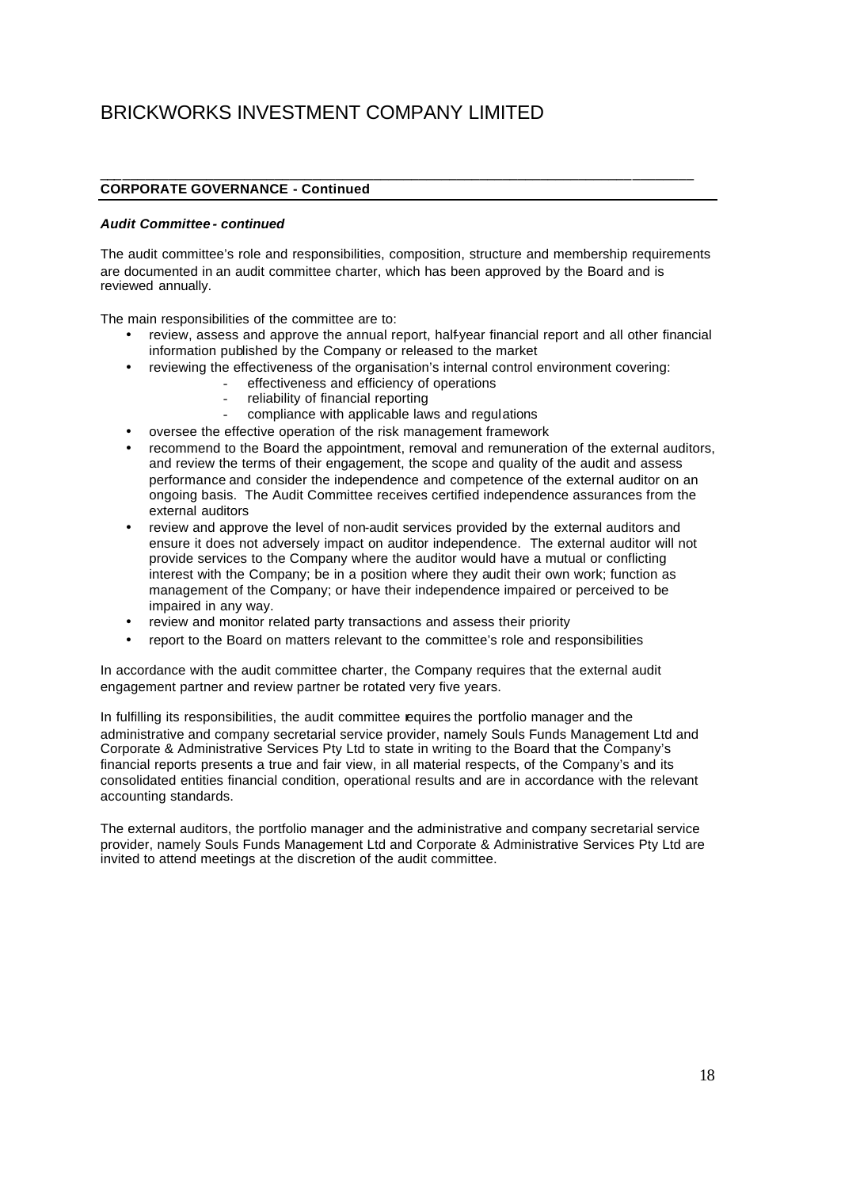# BRICKWORKS INVESTMENT COMPANY LIMITED

**CORPORATE GOVERNANCE - Continued**

***Audit Committee - continued***

The audit committee's role and responsibilities, composition, structure and membership requirements are documented in an audit committee charter, which has been approved by the Board and is reviewed annually.

The main responsibilities of the committee are to:

- review, assess and approve the annual report, half-year financial report and all other financial information published by the Company or released to the market
- reviewing the effectiveness of the organisation's internal control environment covering:
  - effectiveness and efficiency of operations
  - reliability of financial reporting
  - compliance with applicable laws and regulations
- oversee the effective operation of the risk management framework
- recommend to the Board the appointment, removal and remuneration of the external auditors, and review the terms of their engagement, the scope and quality of the audit and assess performance and consider the independence and competence of the external auditor on an ongoing basis. The Audit Committee receives certified independence assurances from the external auditors
- review and approve the level of non-audit services provided by the external auditors and ensure it does not adversely impact on auditor independence. The external auditor will not provide services to the Company where the auditor would have a mutual or conflicting interest with the Company; be in a position where they audit their own work; function as management of the Company; or have their independence impaired or perceived to be impaired in any way.
- review and monitor related party transactions and assess their priority
- report to the Board on matters relevant to the committee's role and responsibilities

In accordance with the audit committee charter, the Company requires that the external audit engagement partner and review partner be rotated very five years.

In fulfilling its responsibilities, the audit committee requires the portfolio manager and the administrative and company secretarial service provider, namely Souls Funds Management Ltd and Corporate & Administrative Services Pty Ltd to state in writing to the Board that the Company's financial reports presents a true and fair view, in all material respects, of the Company's and its consolidated entities financial condition, operational results and are in accordance with the relevant accounting standards.

The external auditors, the portfolio manager and the administrative and company secretarial service provider, namely Souls Funds Management Ltd and Corporate & Administrative Services Pty Ltd are invited to attend meetings at the discretion of the audit committee.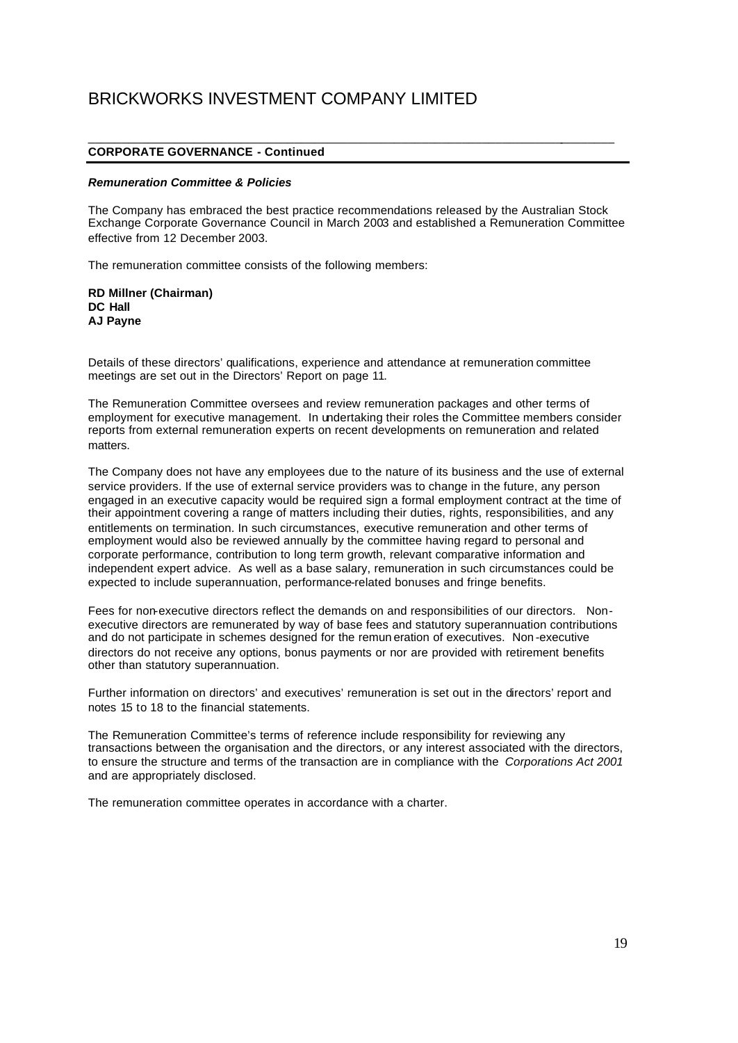## CORPORATE GOVERNANCE - Continued

***Remuneration Committee & Policies***

The Company has embraced the best practice recommendations released by the Australian Stock Exchange Corporate Governance Council in March 2003 and established a Remuneration Committee effective from 12 December 2003.

The remuneration committee consists of the following members:

**RD Millner (Chairman)**
**DC Hall**
**AJ Payne**

Details of these directors' qualifications, experience and attendance at remuneration committee meetings are set out in the Directors' Report on page 11.

The Remuneration Committee oversees and review remuneration packages and other terms of employment for executive management. In undertaking their roles the Committee members consider reports from external remuneration experts on recent developments on remuneration and related matters.

The Company does not have any employees due to the nature of its business and the use of external service providers. If the use of external service providers was to change in the future, any person engaged in an executive capacity would be required sign a formal employment contract at the time of their appointment covering a range of matters including their duties, rights, responsibilities, and any entitlements on termination. In such circumstances, executive remuneration and other terms of employment would also be reviewed annually by the committee having regard to personal and corporate performance, contribution to long term growth, relevant comparative information and independent expert advice. As well as a base salary, remuneration in such circumstances could be expected to include superannuation, performance-related bonuses and fringe benefits.

Fees for non-executive directors reflect the demands on and responsibilities of our directors. Non-executive directors are remunerated by way of base fees and statutory superannuation contributions and do not participate in schemes designed for the remuneration of executives. Non-executive directors do not receive any options, bonus payments or nor are provided with retirement benefits other than statutory superannuation.

Further information on directors' and executives' remuneration is set out in the directors' report and notes 15 to 18 to the financial statements.

The Remuneration Committee's terms of reference include responsibility for reviewing any transactions between the organisation and the directors, or any interest associated with the directors, to ensure the structure and terms of the transaction are in compliance with the *Corporations Act 2001* and are appropriately disclosed.

The remuneration committee operates in accordance with a charter.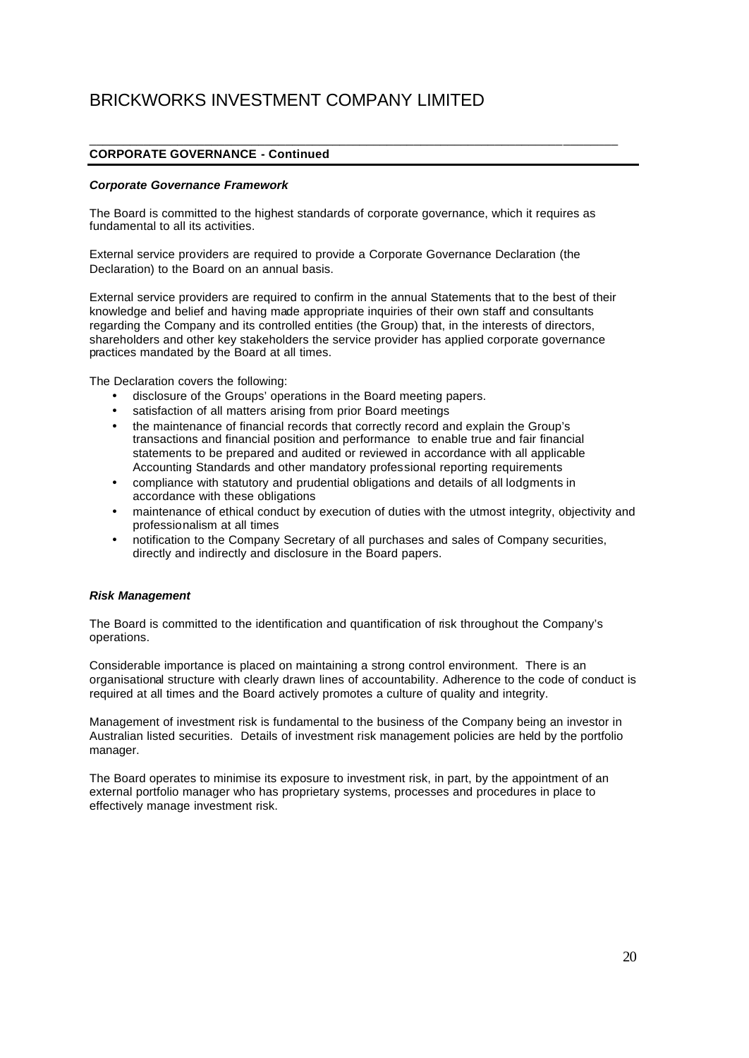# BRICKWORKS INVESTMENT COMPANY LIMITED

## CORPORATE GOVERNANCE - Continued

### *Corporate Governance Framework*

The Board is committed to the highest standards of corporate governance, which it requires as fundamental to all its activities.

External service providers are required to provide a Corporate Governance Declaration (the Declaration) to the Board on an annual basis.

External service providers are required to confirm in the annual Statements that to the best of their knowledge and belief and having made appropriate inquiries of their own staff and consultants regarding the Company and its controlled entities (the Group) that, in the interests of directors, shareholders and other key stakeholders the service provider has applied corporate governance practices mandated by the Board at all times.

The Declaration covers the following:

- disclosure of the Groups' operations in the Board meeting papers.
- satisfaction of all matters arising from prior Board meetings
- the maintenance of financial records that correctly record and explain the Group's transactions and financial position and performance to enable true and fair financial statements to be prepared and audited or reviewed in accordance with all applicable Accounting Standards and other mandatory professional reporting requirements
- compliance with statutory and prudential obligations and details of all lodgments in accordance with these obligations
- maintenance of ethical conduct by execution of duties with the utmost integrity, objectivity and professionalism at all times
- notification to the Company Secretary of all purchases and sales of Company securities, directly and indirectly and disclosure in the Board papers.

### *Risk Management*

The Board is committed to the identification and quantification of risk throughout the Company's operations.

Considerable importance is placed on maintaining a strong control environment. There is an organisational structure with clearly drawn lines of accountability. Adherence to the code of conduct is required at all times and the Board actively promotes a culture of quality and integrity.

Management of investment risk is fundamental to the business of the Company being an investor in Australian listed securities. Details of investment risk management policies are held by the portfolio manager.

The Board operates to minimise its exposure to investment risk, in part, by the appointment of an external portfolio manager who has proprietary systems, processes and procedures in place to effectively manage investment risk.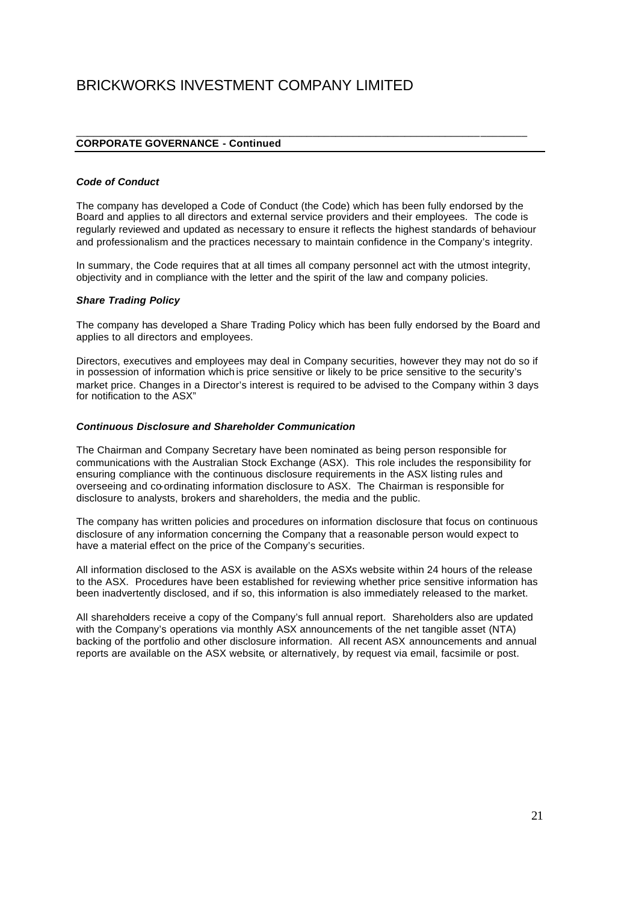## CORPORATE GOVERNANCE - Continued

### *Code of Conduct*

The company has developed a Code of Conduct (the Code) which has been fully endorsed by the Board and applies to all directors and external service providers and their employees. The code is regularly reviewed and updated as necessary to ensure it reflects the highest standards of behaviour and professionalism and the practices necessary to maintain confidence in the Company's integrity.

In summary, the Code requires that at all times all company personnel act with the utmost integrity, objectivity and in compliance with the letter and the spirit of the law and company policies.

### *Share Trading Policy*

The company has developed a Share Trading Policy which has been fully endorsed by the Board and applies to all directors and employees.

Directors, executives and employees may deal in Company securities, however they may not do so if in possession of information which is price sensitive or likely to be price sensitive to the security's market price. Changes in a Director's interest is required to be advised to the Company within 3 days for notification to the ASX"

### *Continuous Disclosure and Shareholder Communication*

The Chairman and Company Secretary have been nominated as being person responsible for communications with the Australian Stock Exchange (ASX). This role includes the responsibility for ensuring compliance with the continuous disclosure requirements in the ASX listing rules and overseeing and co-ordinating information disclosure to ASX. The Chairman is responsible for disclosure to analysts, brokers and shareholders, the media and the public.

The company has written policies and procedures on information disclosure that focus on continuous disclosure of any information concerning the Company that a reasonable person would expect to have a material effect on the price of the Company's securities.

All information disclosed to the ASX is available on the ASX's website within 24 hours of the release to the ASX. Procedures have been established for reviewing whether price sensitive information has been inadvertently disclosed, and if so, this information is also immediately released to the market.

All shareholders receive a copy of the Company's full annual report. Shareholders also are updated with the Company's operations via monthly ASX announcements of the net tangible asset (NTA) backing of the portfolio and other disclosure information. All recent ASX announcements and annual reports are available on the ASX website, or alternatively, by request via email, facsimile or post.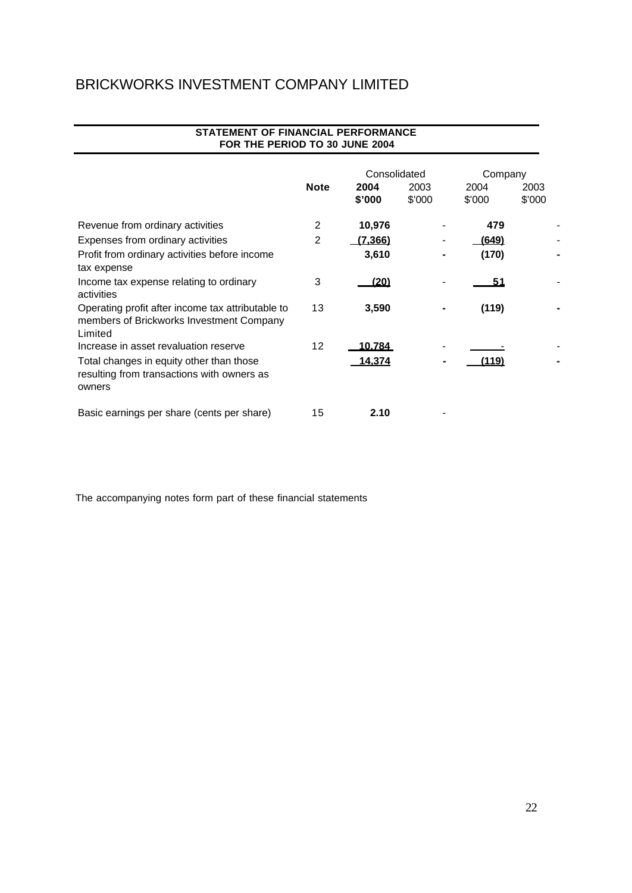# BRICKWORKS INVESTMENT COMPANY LIMITED

## STATEMENT OF FINANCIAL PERFORMANCE
## FOR THE PERIOD TO 30 JUNE 2004

| | Note | Consolidated | | Company | |
|---|---|---|---|---|---|
| | | **2004** | 2003 | 2004 | 2003 |
| | | **$'000** | $'000 | $'000 | $'000 |
| Revenue from ordinary activities | 2 | **10,976** | - | **479** | - |
| Expenses from ordinary activities | 2 | **(7,366)** | - | **(649)** | - |
| Profit from ordinary activities before income tax expense | | **3,610** | **-** | **(170)** | **-** |
| Income tax expense relating to ordinary activities | 3 | **(20)** | - | **51** | - |
| Operating profit after income tax attributable to members of Brickworks Investment Company Limited | 13 | **3,590** | **-** | **(119)** | **-** |
| Increase in asset revaluation reserve | 12 | **10,784** | - | **-** | - |
| Total changes in equity other than those resulting from transactions with owners as owners | | **14,374** | **-** | **(119)** | **-** |
| Basic earnings per share (cents per share) | 15 | **2.10** | - | | |

The accompanying notes form part of these financial statements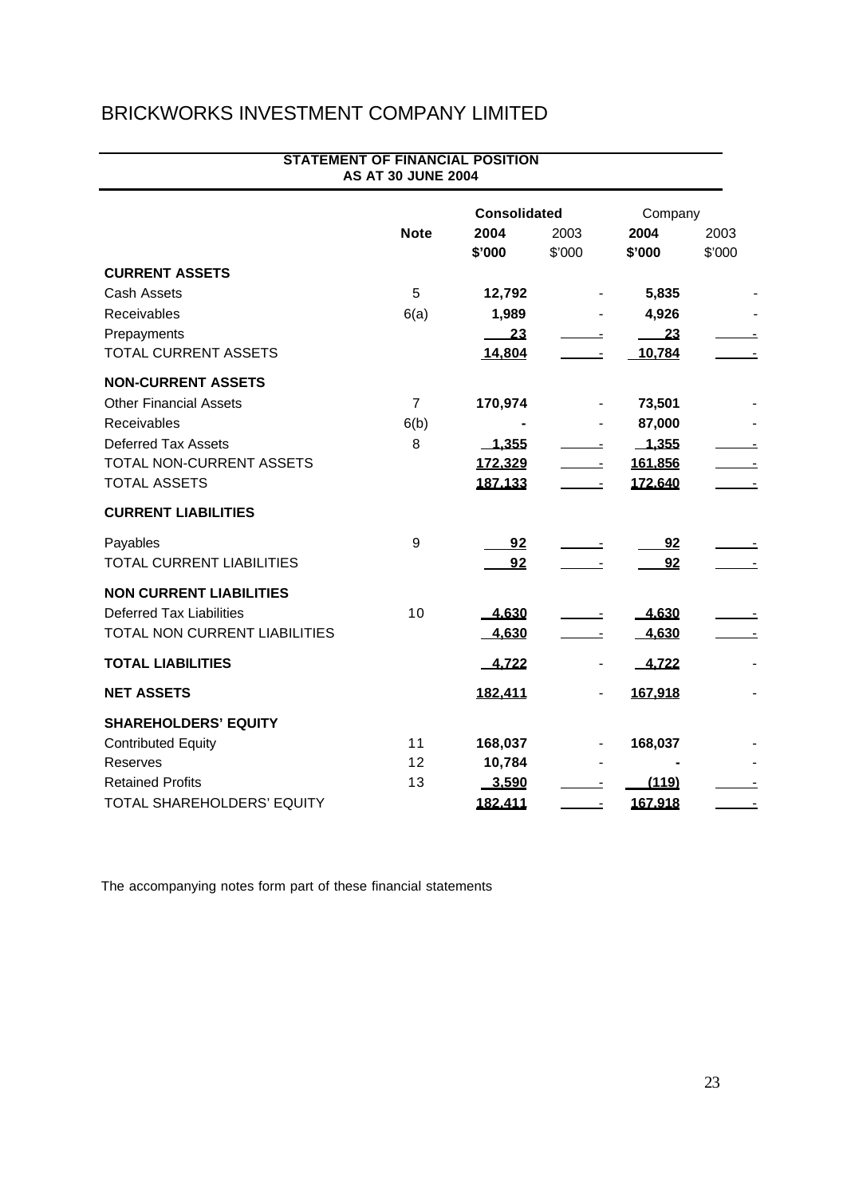# BRICKWORKS INVESTMENT COMPANY LIMITED

## STATEMENT OF FINANCIAL POSITION
## AS AT 30 JUNE 2004

| | Note | Consolidated | | Company | |
|---|---|---|---|---|---|
| | | **2004** | 2003 | **2004** | 2003 |
| | | **$'000** | $'000 | **$'000** | $'000 |
| **CURRENT ASSETS** | | | | | |
| Cash Assets | 5 | **12,792** | - | **5,835** | - |
| Receivables | 6(a) | **1,989** | - | **4,926** | - |
| Prepayments | | **23** | - | **23** | - |
| TOTAL CURRENT ASSETS | | **14,804** | - | **10,784** | - |
| **NON-CURRENT ASSETS** | | | | | |
| Other Financial Assets | 7 | **170,974** | - | **73,501** | - |
| Receivables | 6(b) | **-** | - | **87,000** | - |
| Deferred Tax Assets | 8 | **1,355** | - | **1,355** | - |
| TOTAL NON-CURRENT ASSETS | | **172,329** | - | **161,856** | - |
| TOTAL ASSETS | | **187,133** | - | **172,640** | - |
| **CURRENT LIABILITIES** | | | | | |
| Payables | 9 | **92** | - | **92** | - |
| TOTAL CURRENT LIABILITIES | | **92** | - | **92** | - |
| **NON CURRENT LIABILITIES** | | | | | |
| Deferred Tax Liabilities | 10 | **4,630** | - | **4,630** | - |
| TOTAL NON CURRENT LIABILITIES | | **4,630** | - | **4,630** | - |
| **TOTAL LIABILITIES** | | **4,722** | - | **4,722** | - |
| **NET ASSETS** | | **182,411** | - | **167,918** | - |
| **SHAREHOLDERS' EQUITY** | | | | | |
| Contributed Equity | 11 | **168,037** | - | **168,037** | - |
| Reserves | 12 | **10,784** | - | **-** | - |
| Retained Profits | 13 | **3,590** | - | **(119)** | - |
| TOTAL SHAREHOLDERS' EQUITY | | **182,411** | - | **167,918** | - |

The accompanying notes form part of these financial statements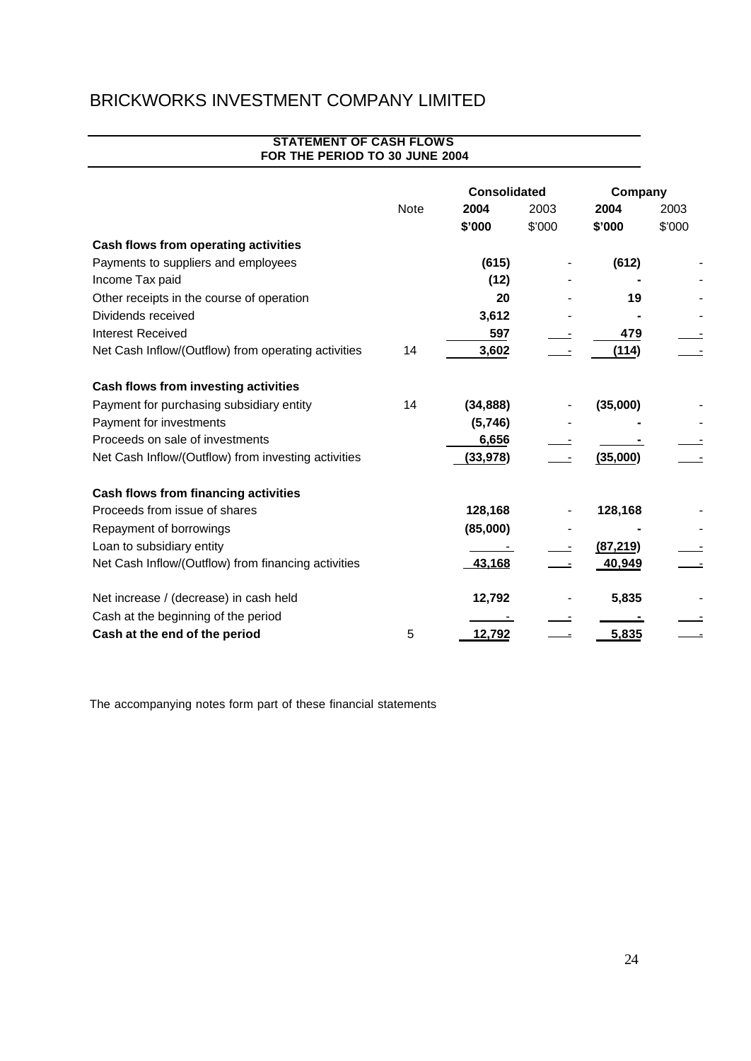# BRICKWORKS INVESTMENT COMPANY LIMITED

**STATEMENT OF CASH FLOWS**
**FOR THE PERIOD TO 30 JUNE 2004**

| | Note | Consolidated | | Company | |
|---|---|---|---|---|---|
| | | **2004** | 2003 | **2004** | 2003 |
| | | **\$'000** | \$'000 | **\$'000** | \$'000 |
| **Cash flows from operating activities** | | | | | |
| Payments to suppliers and employees | | **(615)** | - | **(612)** | - |
| Income Tax paid | | **(12)** | - | **-** | - |
| Other receipts in the course of operation | | **20** | - | **19** | - |
| Dividends received | | **3,612** | - | **-** | - |
| Interest Received | | **597** | - | **479** | - |
| Net Cash Inflow/(Outflow) from operating activities | 14 | **3,602** | - | **(114)** | - |
| **Cash flows from investing activities** | | | | | |
| Payment for purchasing subsidiary entity | 14 | **(34,888)** | - | **(35,000)** | - |
| Payment for investments | | **(5,746)** | - | **-** | - |
| Proceeds on sale of investments | | **6,656** | - | **-** | - |
| Net Cash Inflow/(Outflow) from investing activities | | **(33,978)** | - | **(35,000)** | - |
| **Cash flows from financing activities** | | | | | |
| Proceeds from issue of shares | | **128,168** | - | **128,168** | - |
| Repayment of borrowings | | **(85,000)** | - | **-** | - |
| Loan to subsidiary entity | | **-** | - | **(87,219)** | - |
| Net Cash Inflow/(Outflow) from financing activities | | **43,168** | - | **40,949** | - |
| Net increase / (decrease) in cash held | | **12,792** | - | **5,835** | - |
| Cash at the beginning of the period | | **-** | - | **-** | - |
| **Cash at the end of the period** | 5 | **12,792** | - | **5,835** | - |

The accompanying notes form part of these financial statements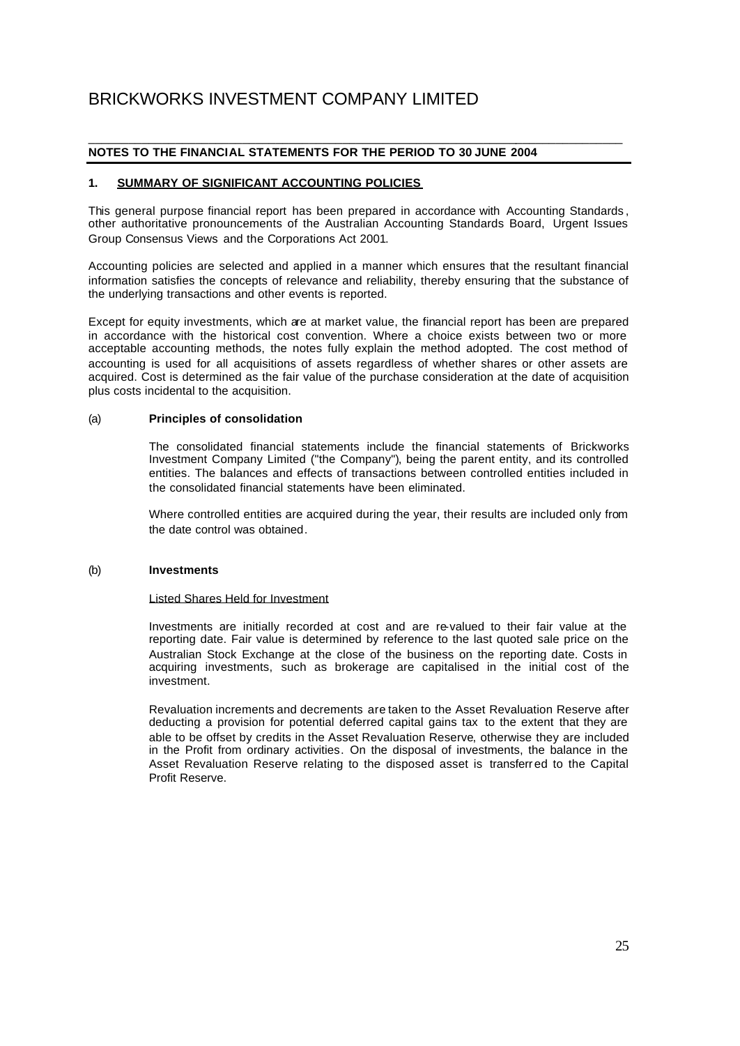# BRICKWORKS INVESTMENT COMPANY LIMITED

**NOTES TO THE FINANCIAL STATEMENTS FOR THE PERIOD TO 30 JUNE 2004**

## 1. SUMMARY OF SIGNIFICANT ACCOUNTING POLICIES

This general purpose financial report has been prepared in accordance with Accounting Standards, other authoritative pronouncements of the Australian Accounting Standards Board, Urgent Issues Group Consensus Views and the Corporations Act 2001.

Accounting policies are selected and applied in a manner which ensures that the resultant financial information satisfies the concepts of relevance and reliability, thereby ensuring that the substance of the underlying transactions and other events is reported.

Except for equity investments, which are at market value, the financial report has been are prepared in accordance with the historical cost convention. Where a choice exists between two or more acceptable accounting methods, the notes fully explain the method adopted. The cost method of accounting is used for all acquisitions of assets regardless of whether shares or other assets are acquired. Cost is determined as the fair value of the purchase consideration at the date of acquisition plus costs incidental to the acquisition.

### (a) Principles of consolidation

The consolidated financial statements include the financial statements of Brickworks Investment Company Limited ("the Company"), being the parent entity, and its controlled entities. The balances and effects of transactions between controlled entities included in the consolidated financial statements have been eliminated.

Where controlled entities are acquired during the year, their results are included only from the date control was obtained.

### (b) Investments

Listed Shares Held for Investment

Investments are initially recorded at cost and are re-valued to their fair value at the reporting date. Fair value is determined by reference to the last quoted sale price on the Australian Stock Exchange at the close of the business on the reporting date. Costs in acquiring investments, such as brokerage are capitalised in the initial cost of the investment.

Revaluation increments and decrements are taken to the Asset Revaluation Reserve after deducting a provision for potential deferred capital gains tax to the extent that they are able to be offset by credits in the Asset Revaluation Reserve, otherwise they are included in the Profit from ordinary activities. On the disposal of investments, the balance in the Asset Revaluation Reserve relating to the disposed asset is transferred to the Capital Profit Reserve.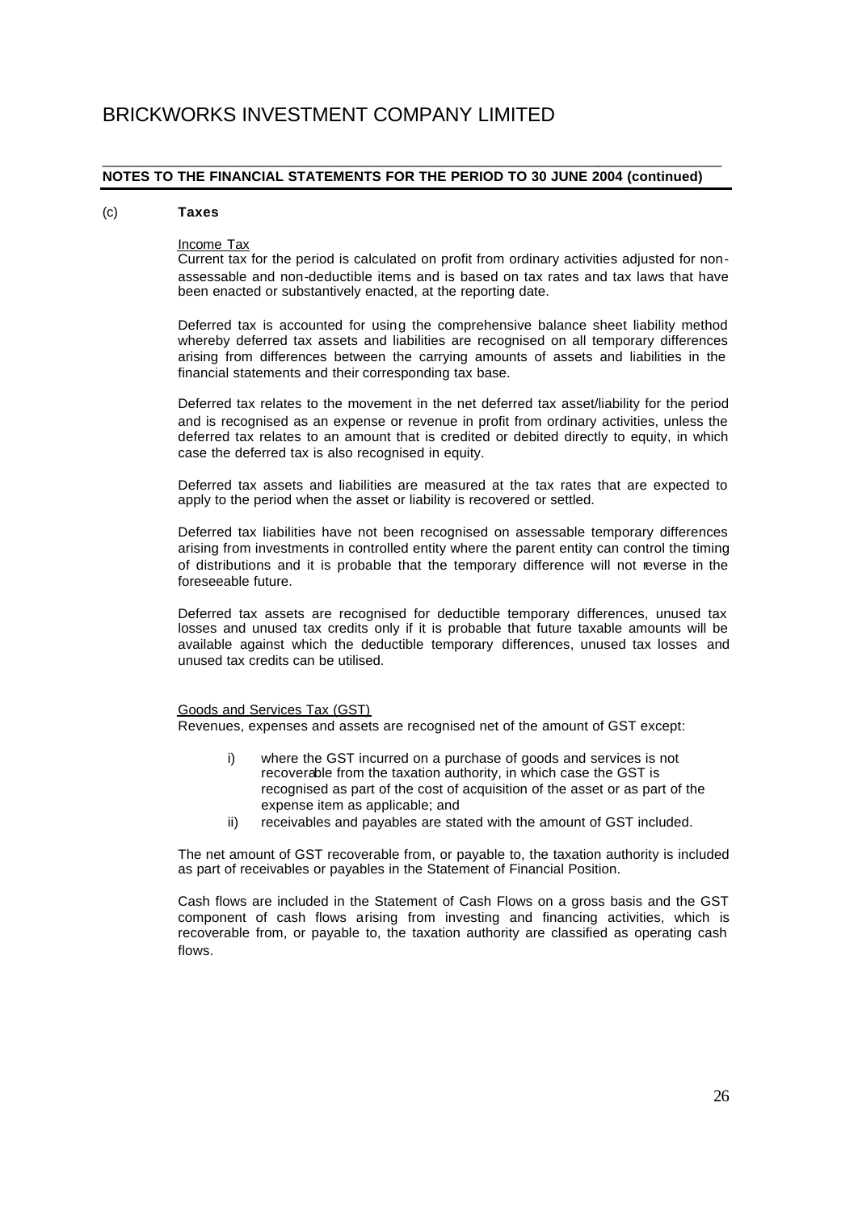# BRICKWORKS INVESTMENT COMPANY LIMITED

**NOTES TO THE FINANCIAL STATEMENTS FOR THE PERIOD TO 30 JUNE 2004 (continued)**

(c) **Taxes**

Income Tax

Current tax for the period is calculated on profit from ordinary activities adjusted for non-assessable and non-deductible items and is based on tax rates and tax laws that have been enacted or substantively enacted, at the reporting date.

Deferred tax is accounted for using the comprehensive balance sheet liability method whereby deferred tax assets and liabilities are recognised on all temporary differences arising from differences between the carrying amounts of assets and liabilities in the financial statements and their corresponding tax base.

Deferred tax relates to the movement in the net deferred tax asset/liability for the period and is recognised as an expense or revenue in profit from ordinary activities, unless the deferred tax relates to an amount that is credited or debited directly to equity, in which case the deferred tax is also recognised in equity.

Deferred tax assets and liabilities are measured at the tax rates that are expected to apply to the period when the asset or liability is recovered or settled.

Deferred tax liabilities have not been recognised on assessable temporary differences arising from investments in controlled entity where the parent entity can control the timing of distributions and it is probable that the temporary difference will not reverse in the foreseeable future.

Deferred tax assets are recognised for deductible temporary differences, unused tax losses and unused tax credits only if it is probable that future taxable amounts will be available against which the deductible temporary differences, unused tax losses and unused tax credits can be utilised.

Goods and Services Tax (GST)

Revenues, expenses and assets are recognised net of the amount of GST except:

i) where the GST incurred on a purchase of goods and services is not recoverable from the taxation authority, in which case the GST is recognised as part of the cost of acquisition of the asset or as part of the expense item as applicable; and
ii) receivables and payables are stated with the amount of GST included.

The net amount of GST recoverable from, or payable to, the taxation authority is included as part of receivables or payables in the Statement of Financial Position.

Cash flows are included in the Statement of Cash Flows on a gross basis and the GST component of cash flows arising from investing and financing activities, which is recoverable from, or payable to, the taxation authority are classified as operating cash flows.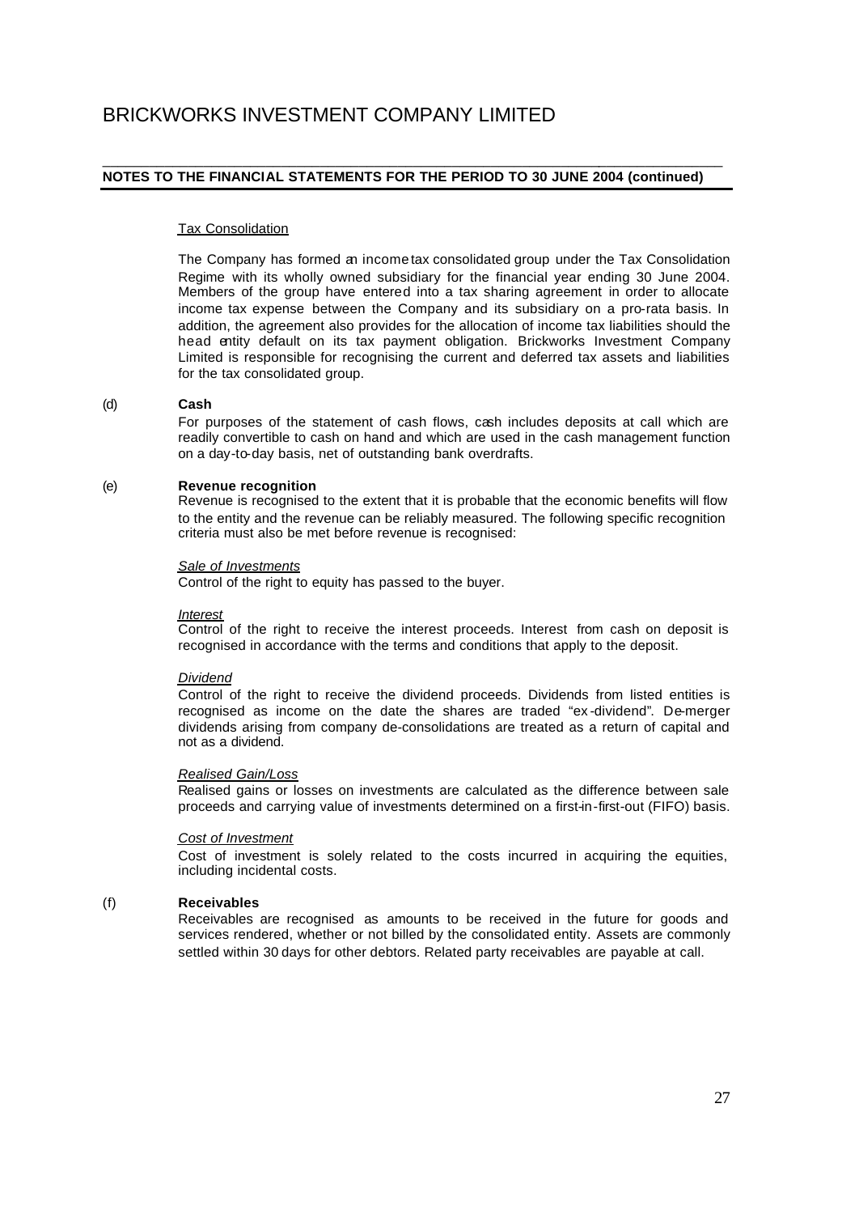#### Tax Consolidation

The Company has formed an income tax consolidated group under the Tax Consolidation Regime with its wholly owned subsidiary for the financial year ending 30 June 2004. Members of the group have entered into a tax sharing agreement in order to allocate income tax expense between the Company and its subsidiary on a pro-rata basis. In addition, the agreement also provides for the allocation of income tax liabilities should the head entity default on its tax payment obligation. Brickworks Investment Company Limited is responsible for recognising the current and deferred tax assets and liabilities for the tax consolidated group.

### (d) Cash

For purposes of the statement of cash flows, cash includes deposits at call which are readily convertible to cash on hand and which are used in the cash management function on a day-to-day basis, net of outstanding bank overdrafts.

### (e) Revenue recognition

Revenue is recognised to the extent that it is probable that the economic benefits will flow to the entity and the revenue can be reliably measured. The following specific recognition criteria must also be met before revenue is recognised:

*Sale of Investments*
Control of the right to equity has passed to the buyer.

*Interest*
Control of the right to receive the interest proceeds. Interest from cash on deposit is recognised in accordance with the terms and conditions that apply to the deposit.

*Dividend*
Control of the right to receive the dividend proceeds. Dividends from listed entities is recognised as income on the date the shares are traded "ex-dividend". De-merger dividends arising from company de-consolidations are treated as a return of capital and not as a dividend.

*Realised Gain/Loss*
Realised gains or losses on investments are calculated as the difference between sale proceeds and carrying value of investments determined on a first-in-first-out (FIFO) basis.

*Cost of Investment*
Cost of investment is solely related to the costs incurred in acquiring the equities, including incidental costs.

### (f) Receivables

Receivables are recognised as amounts to be received in the future for goods and services rendered, whether or not billed by the consolidated entity. Assets are commonly settled within 30 days for other debtors. Related party receivables are payable at call.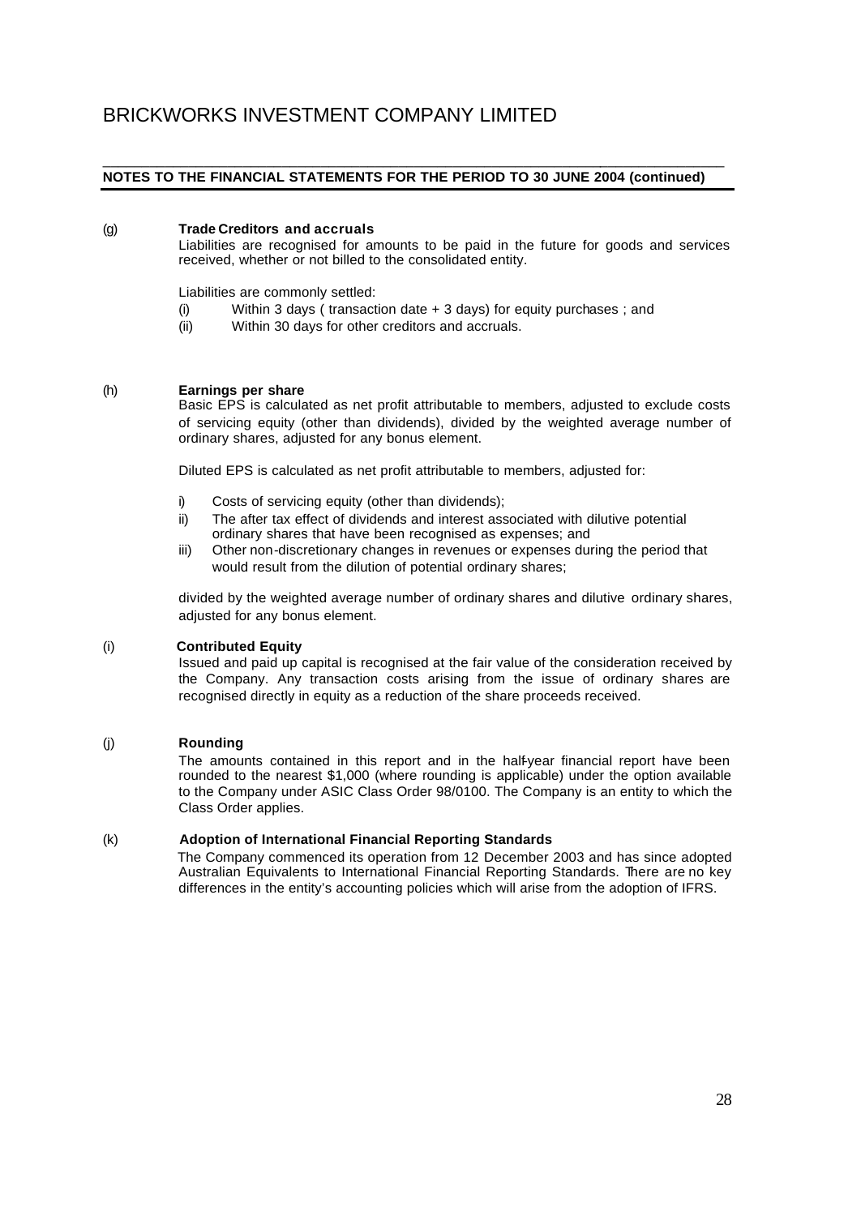(g) **Trade Creditors and accruals**

Liabilities are recognised for amounts to be paid in the future for goods and services received, whether or not billed to the consolidated entity.

Liabilities are commonly settled:

(i) Within 3 days ( transaction date + 3 days) for equity purchases ; and
(ii) Within 30 days for other creditors and accruals.

(h) **Earnings per share**

Basic EPS is calculated as net profit attributable to members, adjusted to exclude costs of servicing equity (other than dividends), divided by the weighted average number of ordinary shares, adjusted for any bonus element.

Diluted EPS is calculated as net profit attributable to members, adjusted for:

i) Costs of servicing equity (other than dividends);
ii) The after tax effect of dividends and interest associated with dilutive potential ordinary shares that have been recognised as expenses; and
iii) Other non-discretionary changes in revenues or expenses during the period that would result from the dilution of potential ordinary shares;

divided by the weighted average number of ordinary shares and dilutive ordinary shares, adjusted for any bonus element.

(i) **Contributed Equity**

Issued and paid up capital is recognised at the fair value of the consideration received by the Company. Any transaction costs arising from the issue of ordinary shares are recognised directly in equity as a reduction of the share proceeds received.

(j) **Rounding**

The amounts contained in this report and in the half-year financial report have been rounded to the nearest $1,000 (where rounding is applicable) under the option available to the Company under ASIC Class Order 98/0100. The Company is an entity to which the Class Order applies.

(k) **Adoption of International Financial Reporting Standards**

The Company commenced its operation from 12 December 2003 and has since adopted Australian Equivalents to International Financial Reporting Standards. There are no key differences in the entity's accounting policies which will arise from the adoption of IFRS.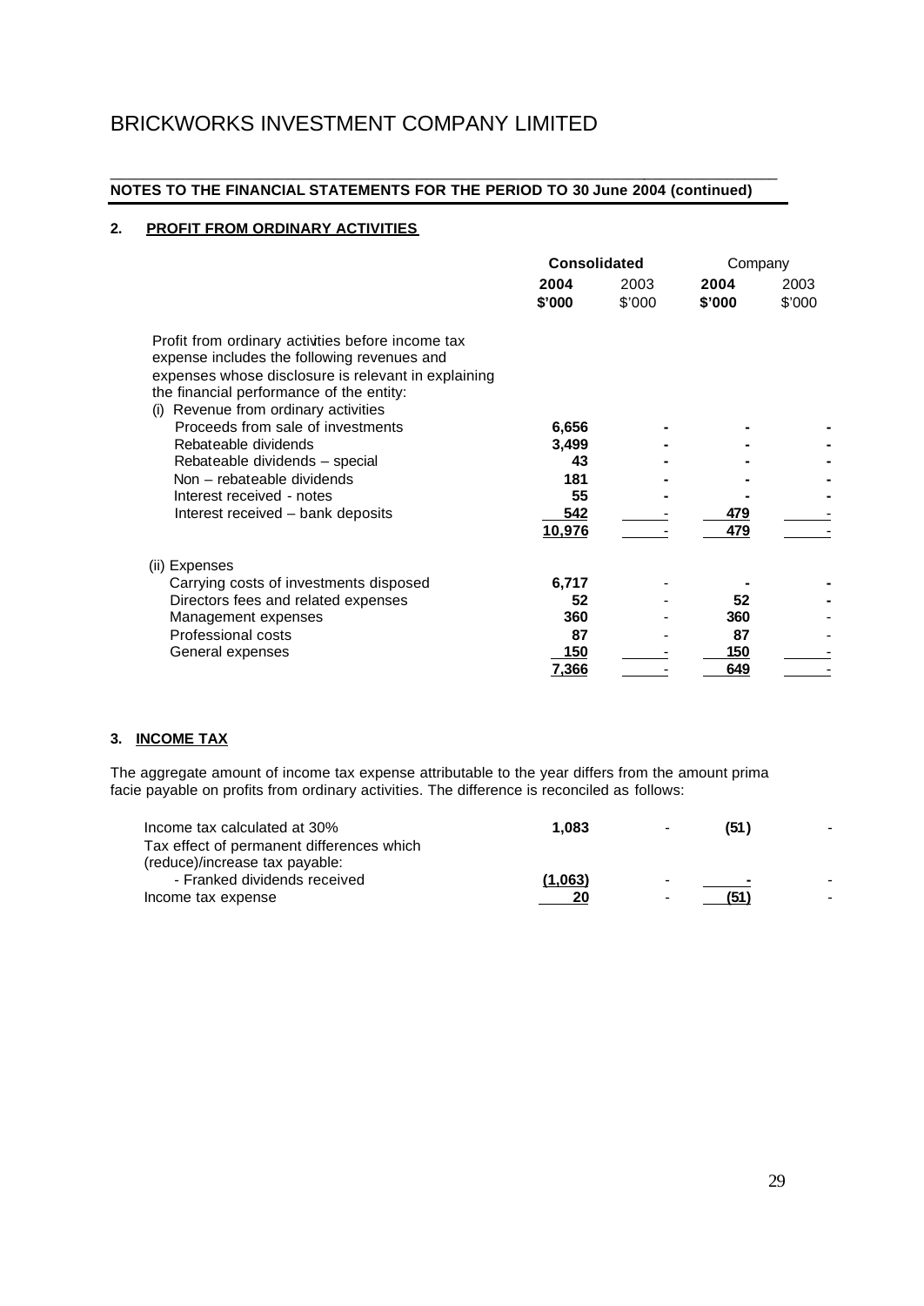## BRICKWORKS INVESTMENT COMPANY LIMITED

**NOTES TO THE FINANCIAL STATEMENTS FOR THE PERIOD TO 30 June 2004 (continued)**

### 2. PROFIT FROM ORDINARY ACTIVITIES

| | **Consolidated** | | Company | |
|---|---|---|---|---|
| | **2004 $'000** | 2003 $'000 | **2004 $'000** | 2003 $'000 |
| Profit from ordinary activities before income tax expense includes the following revenues and expenses whose disclosure is relevant in explaining the financial performance of the entity: | | | | |
| (i) Revenue from ordinary activities | | | | |
| Proceeds from sale of investments | **6,656** | **-** | **-** | **-** |
| Rebateable dividends | **3,499** | **-** | **-** | **-** |
| Rebateable dividends – special | **43** | **-** | **-** | **-** |
| Non – rebateable dividends | **181** | **-** | **-** | **-** |
| Interest received - notes | **55** | **-** | **-** | **-** |
| Interest received – bank deposits | **542** | - | **479** | - |
| | **10,976** | - | **479** | - |
| (ii) Expenses | | | | |
| Carrying costs of investments disposed | **6,717** | - | **-** | **-** |
| Directors fees and related expenses | **52** | - | **52** | **-** |
| Management expenses | **360** | - | **360** | - |
| Professional costs | **87** | - | **87** | - |
| General expenses | **150** | - | **150** | - |
| | **7,366** | - | **649** | - |

### 3. INCOME TAX

The aggregate amount of income tax expense attributable to the year differs from the amount prima facie payable on profits from ordinary activities. The difference is reconciled as follows:

| | | | | |
|---|---|---|---|---|
| Income tax calculated at 30% | **1,083** | - | **(51)** | - |
| Tax effect of permanent differences which (reduce)/increase tax payable: | | | | |
| - Franked dividends received | **(1,063)** | - | **-** | - |
| Income tax expense | **20** | - | **(51)** | - |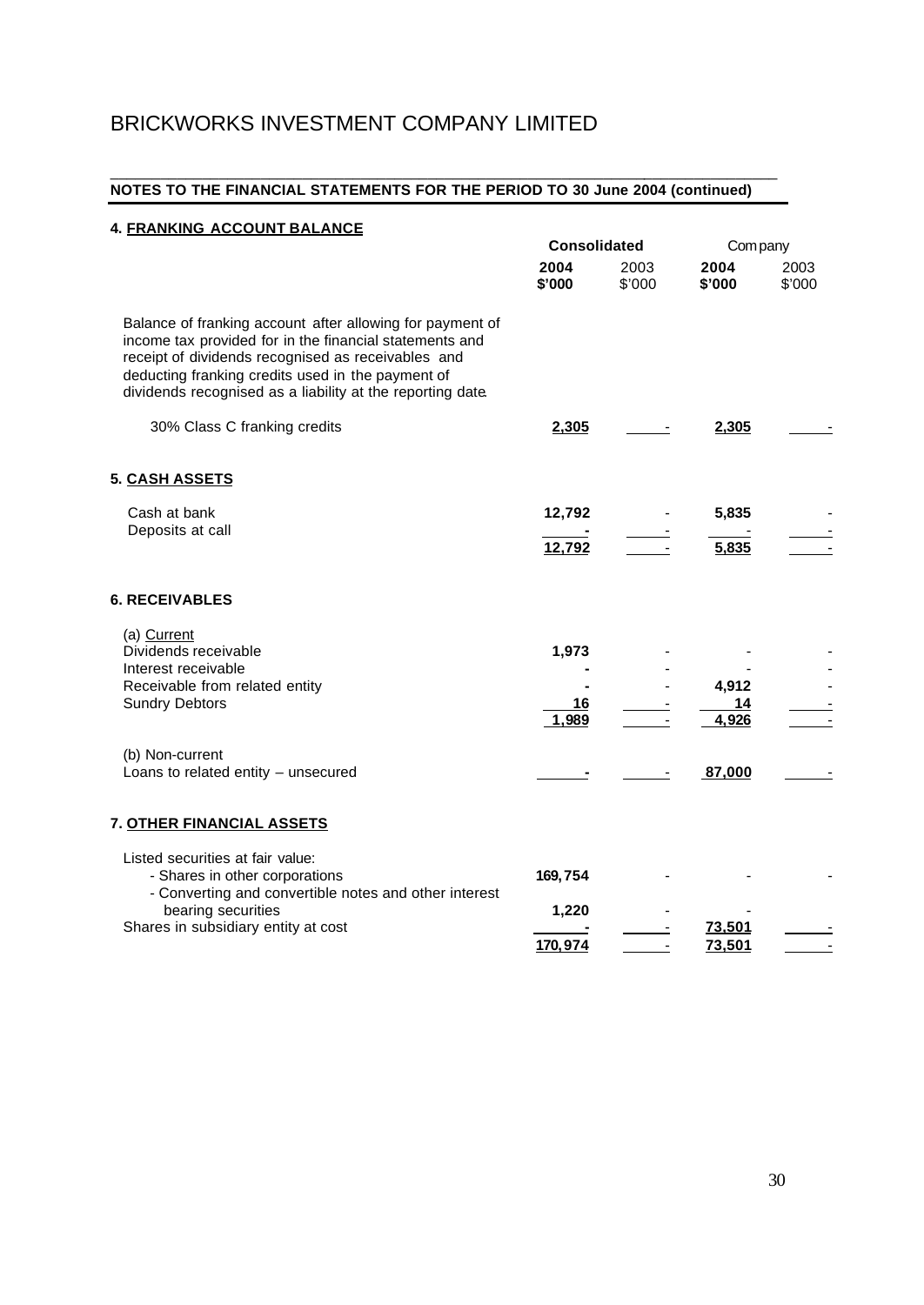# BRICKWORKS INVESTMENT COMPANY LIMITED

## NOTES TO THE FINANCIAL STATEMENTS FOR THE PERIOD TO 30 June 2004 (continued)

### 4. FRANKING ACCOUNT BALANCE

| | Consolidated | | Company | |
|---|---|---|---|---|
| | **2004 $'000** | 2003 $'000 | **2004 $'000** | 2003 $'000 |
| Balance of franking account after allowing for payment of income tax provided for in the financial statements and receipt of dividends recognised as receivables and deducting franking credits used in the payment of dividends recognised as a liability at the reporting date. | | | | |
| 30% Class C franking credits | **2,305** | - | **2,305** | - |

### 5. CASH ASSETS

| | Consolidated | | Company | |
|---|---|---|---|---|
| | **2004 $'000** | 2003 $'000 | **2004 $'000** | 2003 $'000 |
| Cash at bank | **12,792** | - | **5,835** | - |
| Deposits at call | **-** | - | **-** | - |
| | **12,792** | - | **5,835** | - |

### 6. RECEIVABLES

| | Consolidated | | Company | |
|---|---|---|---|---|
| | **2004 $'000** | 2003 $'000 | **2004 $'000** | 2003 $'000 |
| (a) Current | | | | |
| Dividends receivable | **1,973** | - | **-** | - |
| Interest receivable | **-** | - | **-** | - |
| Receivable from related entity | **-** | - | **4,912** | - |
| Sundry Debtors | **16** | - | **14** | - |
| | **1,989** | - | **4,926** | - |
| (b) Non-current | | | | |
| Loans to related entity – unsecured | **-** | - | **87,000** | - |

### 7. OTHER FINANCIAL ASSETS

| | Consolidated | | Company | |
|---|---|---|---|---|
| | **2004 $'000** | 2003 $'000 | **2004 $'000** | 2003 $'000 |
| Listed securities at fair value: | | | | |
| - Shares in other corporations | **169,754** | - | **-** | - |
| - Converting and convertible notes and other interest bearing securities | **1,220** | - | **-** | - |
| Shares in subsidiary entity at cost | **-** | - | **73,501** | - |
| | **170,974** | - | **73,501** | - |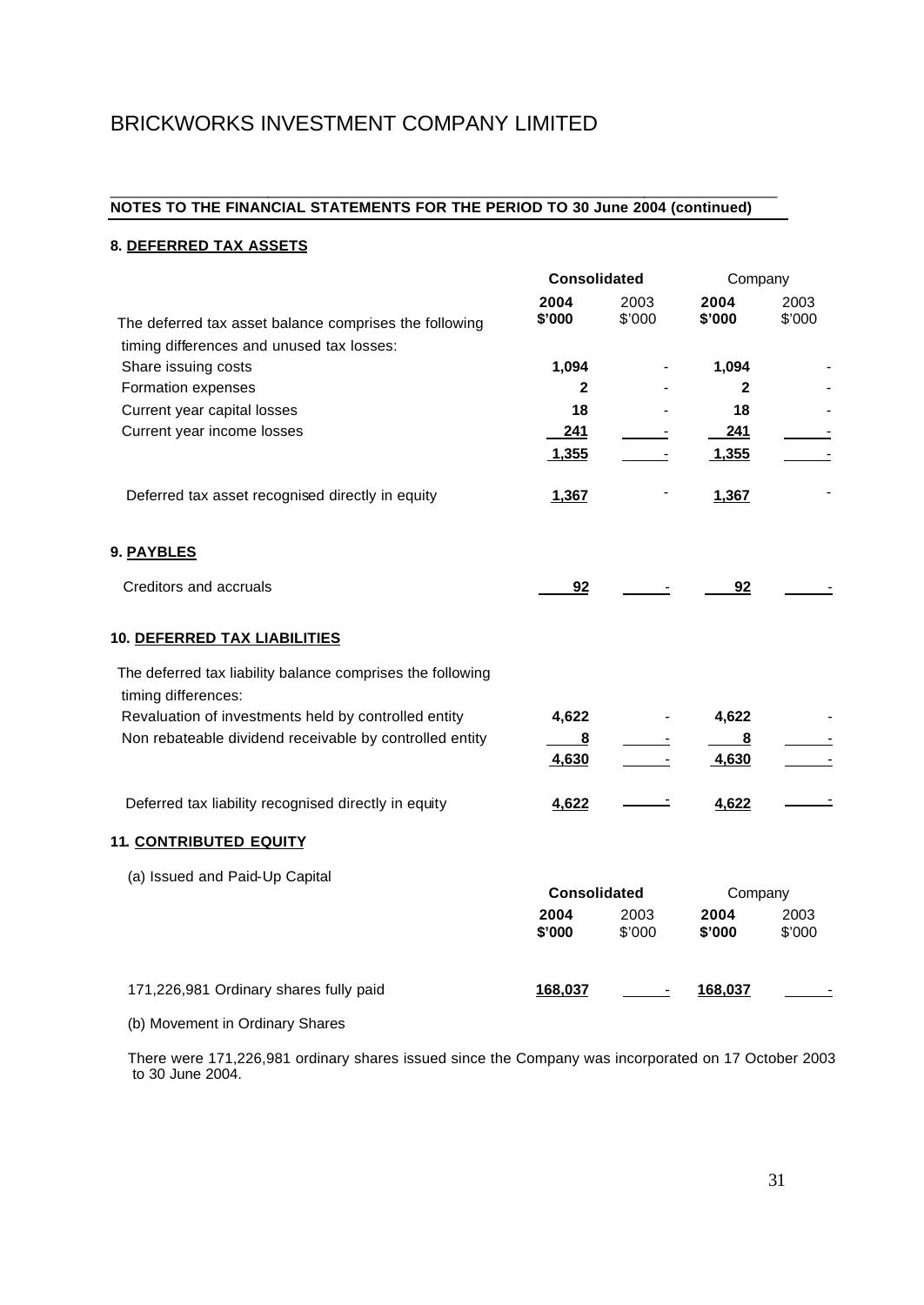# BRICKWORKS INVESTMENT COMPANY LIMITED

**NOTES TO THE FINANCIAL STATEMENTS FOR THE PERIOD TO 30 June 2004 (continued)**

**8. DEFERRED TAX ASSETS**

| | Consolidated | | Company | |
|---|---|---|---|---|
| | **2004 $'000** | 2003 $'000 | **2004 $'000** | 2003 $'000 |
| The deferred tax asset balance comprises the following timing differences and unused tax losses: | | | | |
| Share issuing costs | **1,094** | - | **1,094** | - |
| Formation expenses | **2** | - | **2** | - |
| Current year capital losses | **18** | - | **18** | - |
| Current year income losses | **241** | - | **241** | - |
| | **1,355** | - | **1,355** | - |
| Deferred tax asset recognised directly in equity | **1,367** | - | **1,367** | - |

**9. PAYBLES**

| | Consolidated | | Company | |
|---|---|---|---|---|
| | **2004 $'000** | 2003 $'000 | **2004 $'000** | 2003 $'000 |
| Creditors and accruals | **92** | - | **92** | - |

**10. DEFERRED TAX LIABILITIES**

| | Consolidated | | Company | |
|---|---|---|---|---|
| | **2004 $'000** | 2003 $'000 | **2004 $'000** | 2003 $'000 |
| The deferred tax liability balance comprises the following timing differences: | | | | |
| Revaluation of investments held by controlled entity | **4,622** | - | **4,622** | - |
| Non rebateable dividend receivable by controlled entity | **8** | - | **8** | - |
| | **4,630** | - | **4,630** | - |
| Deferred tax liability recognised directly in equity | **4,622** | - | **4,622** | - |

**11. CONTRIBUTED EQUITY**

(a) Issued and Paid-Up Capital

| | Consolidated | | Company | |
|---|---|---|---|---|
| | **2004 $'000** | 2003 $'000 | **2004 $'000** | 2003 $'000 |
| 171,226,981 Ordinary shares fully paid | **168,037** | - | **168,037** | - |

(b) Movement in Ordinary Shares

There were 171,226,981 ordinary shares issued since the Company was incorporated on 17 October 2003 to 30 June 2004.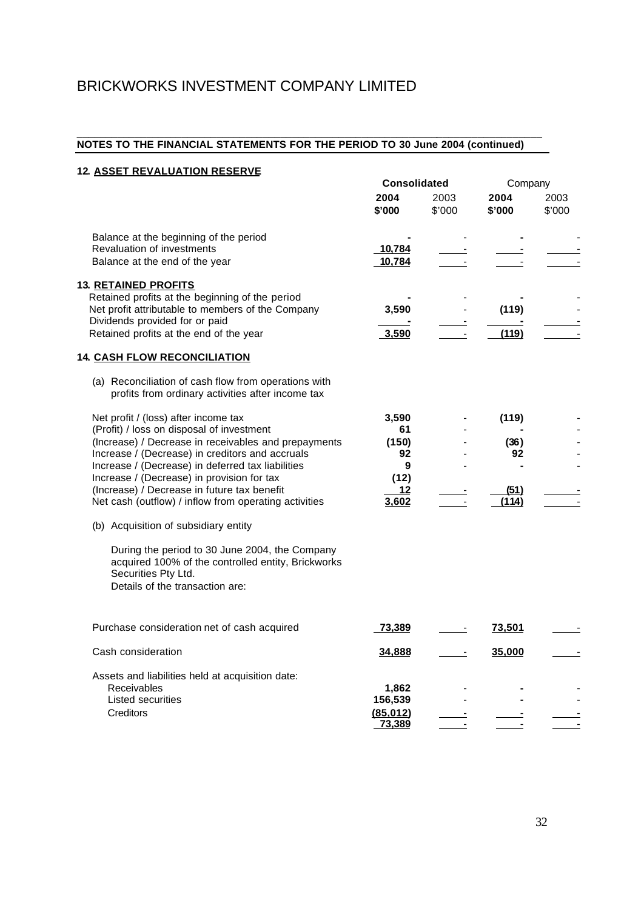# BRICKWORKS INVESTMENT COMPANY LIMITED

## NOTES TO THE FINANCIAL STATEMENTS FOR THE PERIOD TO 30 June 2004 (continued)

### 12. ASSET REVALUATION RESERVE

| | Consolidated | | Company | |
|---|---|---|---|---|
| | **2004** | 2003 | **2004** | 2003 |
| | **$'000** | $'000 | **$'000** | $'000 |
| Balance at the beginning of the period | **-** | - | **-** | - |
| Revaluation of investments | **10,784** | - | - | - |
| Balance at the end of the year | **10,784** | - | - | - |

### 13. RETAINED PROFITS

| | Consolidated | | Company | |
|---|---|---|---|---|
| | **2004** | 2003 | **2004** | 2003 |
| | **$'000** | $'000 | **$'000** | $'000 |
| Retained profits at the beginning of the period | **-** | - | **-** | - |
| Net profit attributable to members of the Company | **3,590** | - | **(119)** | - |
| Dividends provided for or paid | **-** | - | **-** | - |
| Retained profits at the end of the year | **3,590** | - | **(119)** | - |

### 14. CASH FLOW RECONCILIATION

(a) Reconciliation of cash flow from operations with profits from ordinary activities after income tax

| | Consolidated | | Company | |
|---|---|---|---|---|
| | **2004** | 2003 | **2004** | 2003 |
| | **$'000** | $'000 | **$'000** | $'000 |
| Net profit / (loss) after income tax | **3,590** | - | **(119)** | - |
| (Profit) / loss on disposal of investment | **61** | - | **-** | - |
| (Increase) / Decrease in receivables and prepayments | **(150)** | - | **(36)** | - |
| Increase / (Decrease) in creditors and accruals | **92** | - | **92** | - |
| Increase / (Decrease) in deferred tax liabilities | **9** | - | **-** | - |
| Increase / (Decrease) in provision for tax | **(12)** | | | |
| (Increase) / Decrease in future tax benefit | **12** | - | **(51)** | - |
| Net cash (outflow) / inflow from operating activities | **3,602** | - | **(114)** | - |

(b) Acquisition of subsidiary entity

During the period to 30 June 2004, the Company acquired 100% of the controlled entity, Brickworks Securities Pty Ltd.
Details of the transaction are:

| | Consolidated | | Company | |
|---|---|---|---|---|
| | **2004** | 2003 | **2004** | 2003 |
| | **$'000** | $'000 | **$'000** | $'000 |
| Purchase consideration net of cash acquired | **73,389** | - | **73,501** | - |
| Cash consideration | **34,888** | - | **35,000** | - |
| Assets and liabilities held at acquisition date: | | | | |
| Receivables | **1,862** | - | **-** | - |
| Listed securities | **156,539** | - | **-** | - |
| Creditors | **(85,012)** | - | **-** | - |
| | **73,389** | - | - | - |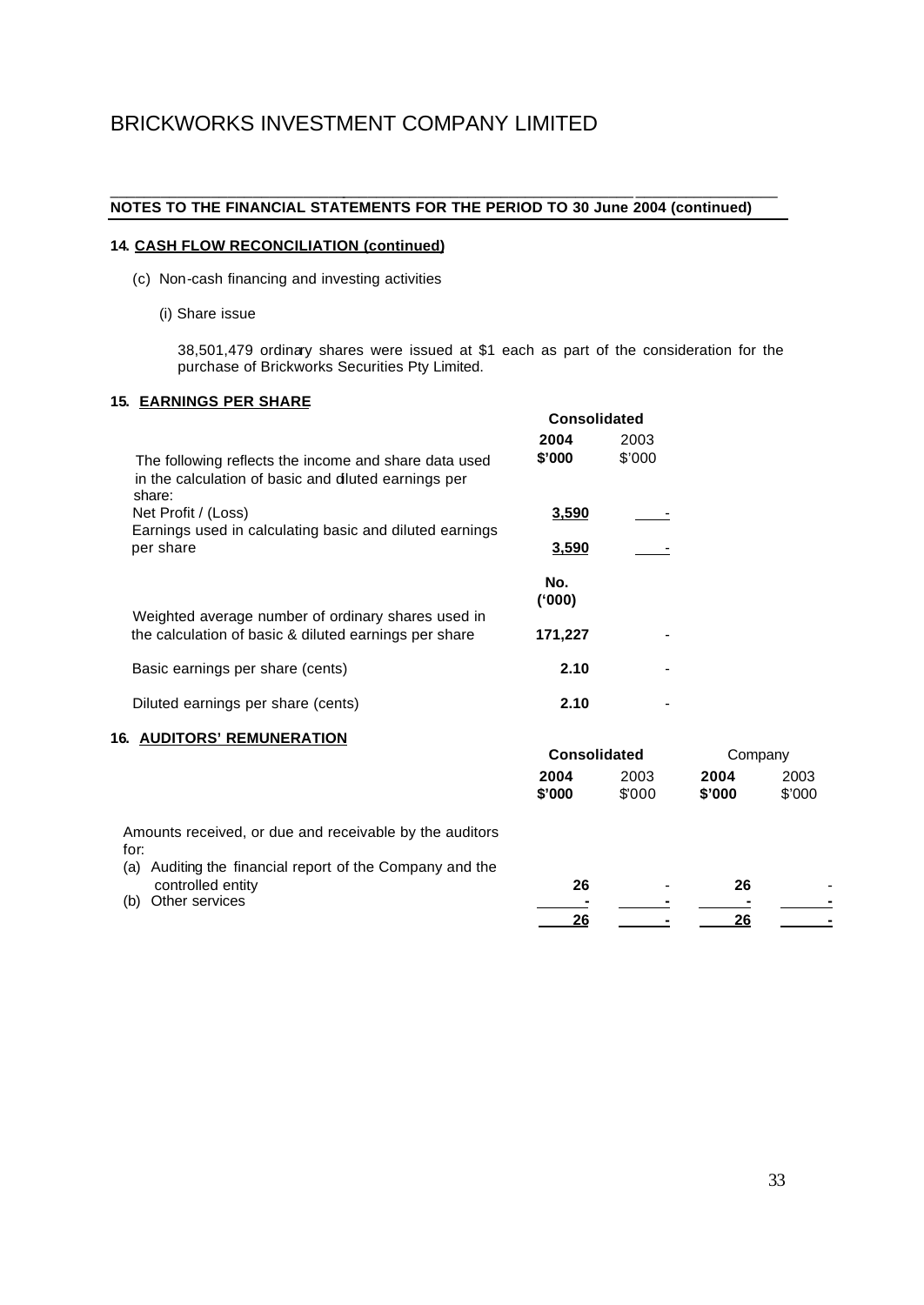# BRICKWORKS INVESTMENT COMPANY LIMITED

**NOTES TO THE FINANCIAL STATEMENTS FOR THE PERIOD TO 30 June 2004 (continued)**

### 14. CASH FLOW RECONCILIATION (continued)

(c) Non-cash financing and investing activities

(i) Share issue

38,501,479 ordinary shares were issued at $1 each as part of the consideration for the purchase of Brickworks Securities Pty Limited.

### 15. EARNINGS PER SHARE

| | Consolidated | |
|---|---|---|
| | **2004** | 2003 |
| The following reflects the income and share data used in the calculation of basic and diluted earnings per share: | **$'000** | $'000 |
| Net Profit / (Loss) | **3,590** | - |
| Earnings used in calculating basic and diluted earnings per share | **3,590** | - |
| | **No. ('000)** | |
| Weighted average number of ordinary shares used in the calculation of basic & diluted earnings per share | **171,227** | - |
| Basic earnings per share (cents) | **2.10** | - |
| Diluted earnings per share (cents) | **2.10** | - |

### 16. AUDITORS' REMUNERATION

| | Consolidated | | Company | |
|---|---|---|---|---|
| | **2004** | 2003 | **2004** | 2003 |
| | **$'000** | $'000 | **$'000** | $'000 |
| Amounts received, or due and receivable by the auditors for: | | | | |
| (a) Auditing the financial report of the Company and the controlled entity | **26** | - | **26** | - |
| (b) Other services | **-** | - | **-** | - |
| | **26** | - | **26** | - |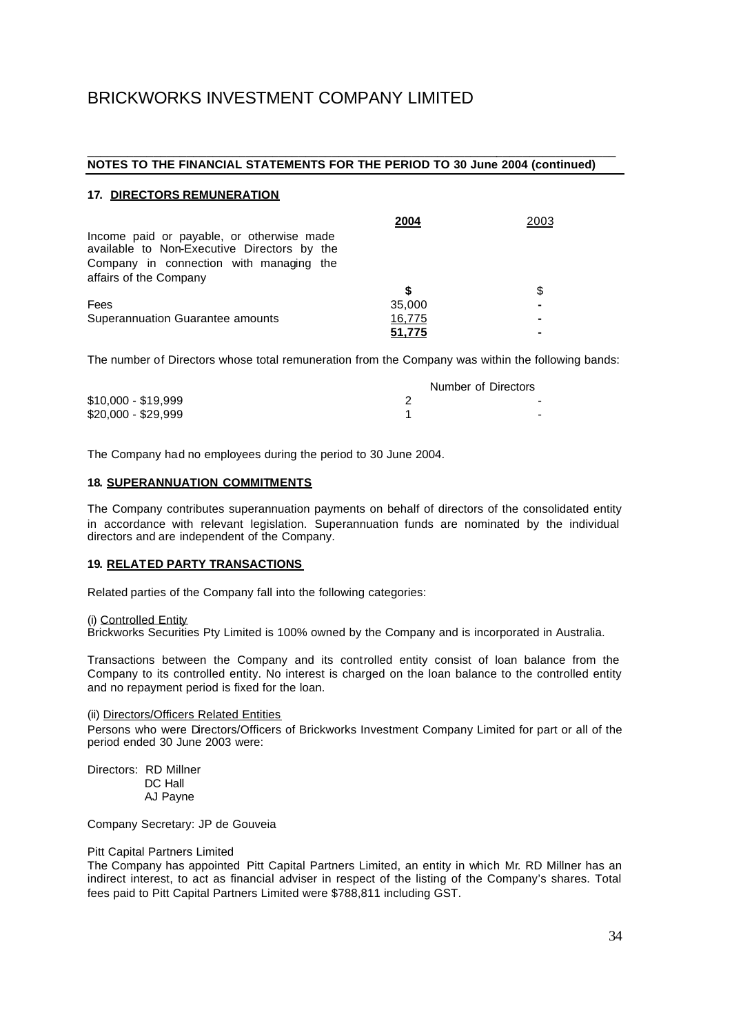# BRICKWORKS INVESTMENT COMPANY LIMITED

**NOTES TO THE FINANCIAL STATEMENTS FOR THE PERIOD TO 30 June 2004 (continued)**

### 17. DIRECTORS REMUNERATION

| | **2004** | 2003 |
|---|---|---|
| Income paid or payable, or otherwise made available to Non-Executive Directors by the Company in connection with managing the affairs of the Company | | |
| | **$** | $ |
| Fees | 35,000 | - |
| Superannuation Guarantee amounts | 16,775 | - |
| | **51,775** | - |

The number of Directors whose total remuneration from the Company was within the following bands:

| | Number of Directors | |
|---|---|---|
| $10,000 - $19,999 | 2 | - |
| $20,000 - $29,999 | 1 | - |

The Company had no employees during the period to 30 June 2004.

### 18. SUPERANNUATION COMMITMENTS

The Company contributes superannuation payments on behalf of directors of the consolidated entity in accordance with relevant legislation. Superannuation funds are nominated by the individual directors and are independent of the Company.

### 19. RELATED PARTY TRANSACTIONS

Related parties of the Company fall into the following categories:

(i) Controlled Entity
Brickworks Securities Pty Limited is 100% owned by the Company and is incorporated in Australia.

Transactions between the Company and its controlled entity consist of loan balance from the Company to its controlled entity. No interest is charged on the loan balance to the controlled entity and no repayment period is fixed for the loan.

(ii) Directors/Officers Related Entities
Persons who were Directors/Officers of Brickworks Investment Company Limited for part or all of the period ended 30 June 2003 were:

Directors: RD Millner
DC Hall
AJ Payne

Company Secretary: JP de Gouveia

Pitt Capital Partners Limited
The Company has appointed Pitt Capital Partners Limited, an entity in which Mr. RD Millner has an indirect interest, to act as financial adviser in respect of the listing of the Company's shares. Total fees paid to Pitt Capital Partners Limited were $788,811 including GST.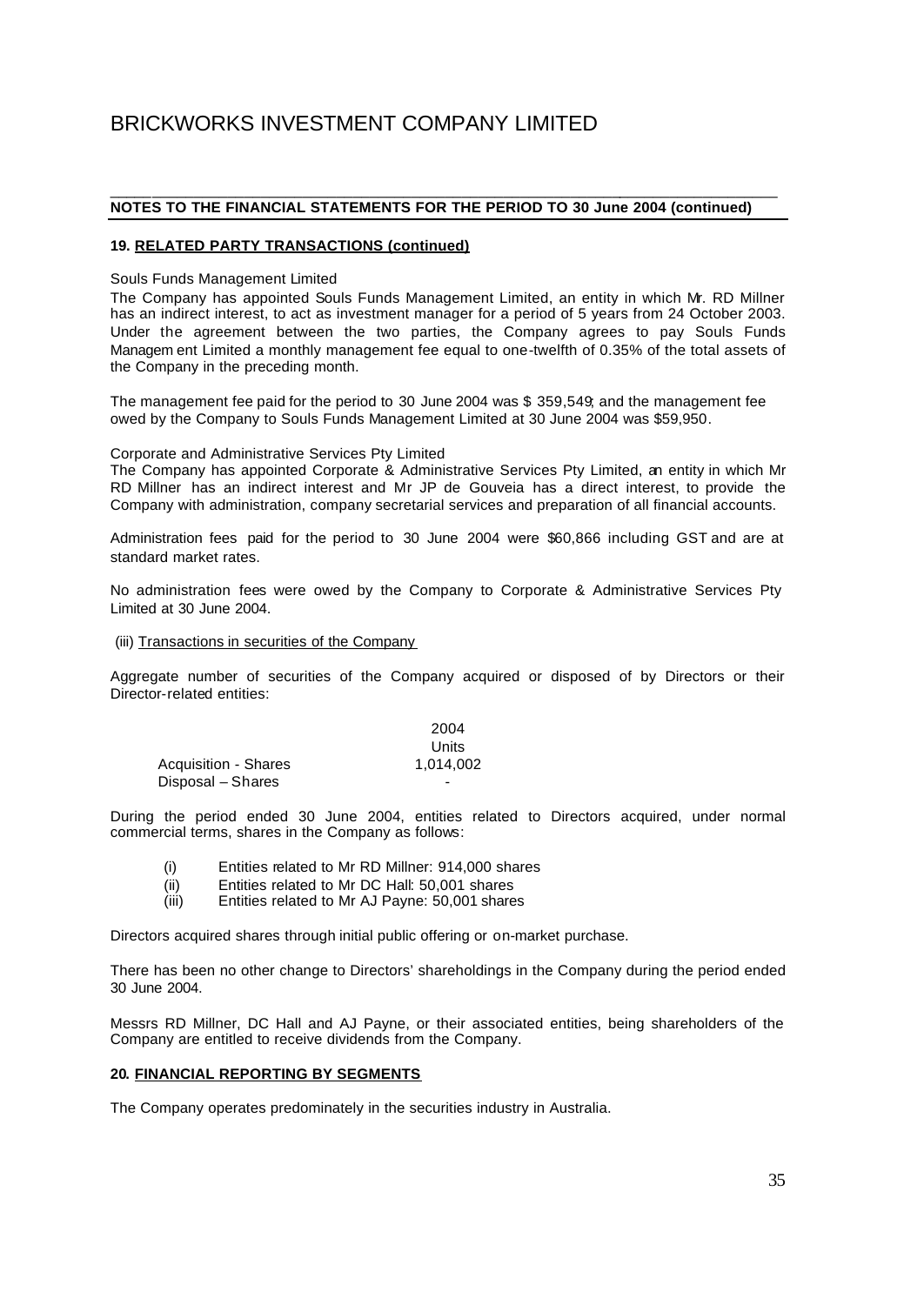# BRICKWORKS INVESTMENT COMPANY LIMITED

**NOTES TO THE FINANCIAL STATEMENTS FOR THE PERIOD TO 30 June 2004 (continued)**

**19. RELATED PARTY TRANSACTIONS (continued)**

Souls Funds Management Limited

The Company has appointed Souls Funds Management Limited, an entity in which Mr. RD Millner has an indirect interest, to act as investment manager for a period of 5 years from 24 October 2003. Under the agreement between the two parties, the Company agrees to pay Souls Funds Management Limited a monthly management fee equal to one-twelfth of 0.35% of the total assets of the Company in the preceding month.

The management fee paid for the period to 30 June 2004 was $ 359,549; and the management fee owed by the Company to Souls Funds Management Limited at 30 June 2004 was $59,950.

Corporate and Administrative Services Pty Limited

The Company has appointed Corporate & Administrative Services Pty Limited, an entity in which Mr RD Millner has an indirect interest and Mr JP de Gouveia has a direct interest, to provide the Company with administration, company secretarial services and preparation of all financial accounts.

Administration fees paid for the period to 30 June 2004 were $60,866 including GST and are at standard market rates.

No administration fees were owed by the Company to Corporate & Administrative Services Pty Limited at 30 June 2004.

(iii) Transactions in securities of the Company

Aggregate number of securities of the Company acquired or disposed of by Directors or their Director-related entities:

| | 2004 |
|---|---|
| | Units |
| Acquisition - Shares | 1,014,002 |
| Disposal – Shares | - |

During the period ended 30 June 2004, entities related to Directors acquired, under normal commercial terms, shares in the Company as follows:

(i) Entities related to Mr RD Millner: 914,000 shares
(ii) Entities related to Mr DC Hall: 50,001 shares
(iii) Entities related to Mr AJ Payne: 50,001 shares

Directors acquired shares through initial public offering or on-market purchase.

There has been no other change to Directors' shareholdings in the Company during the period ended 30 June 2004.

Messrs RD Millner, DC Hall and AJ Payne, or their associated entities, being shareholders of the Company are entitled to receive dividends from the Company.

**20. FINANCIAL REPORTING BY SEGMENTS**

The Company operates predominately in the securities industry in Australia.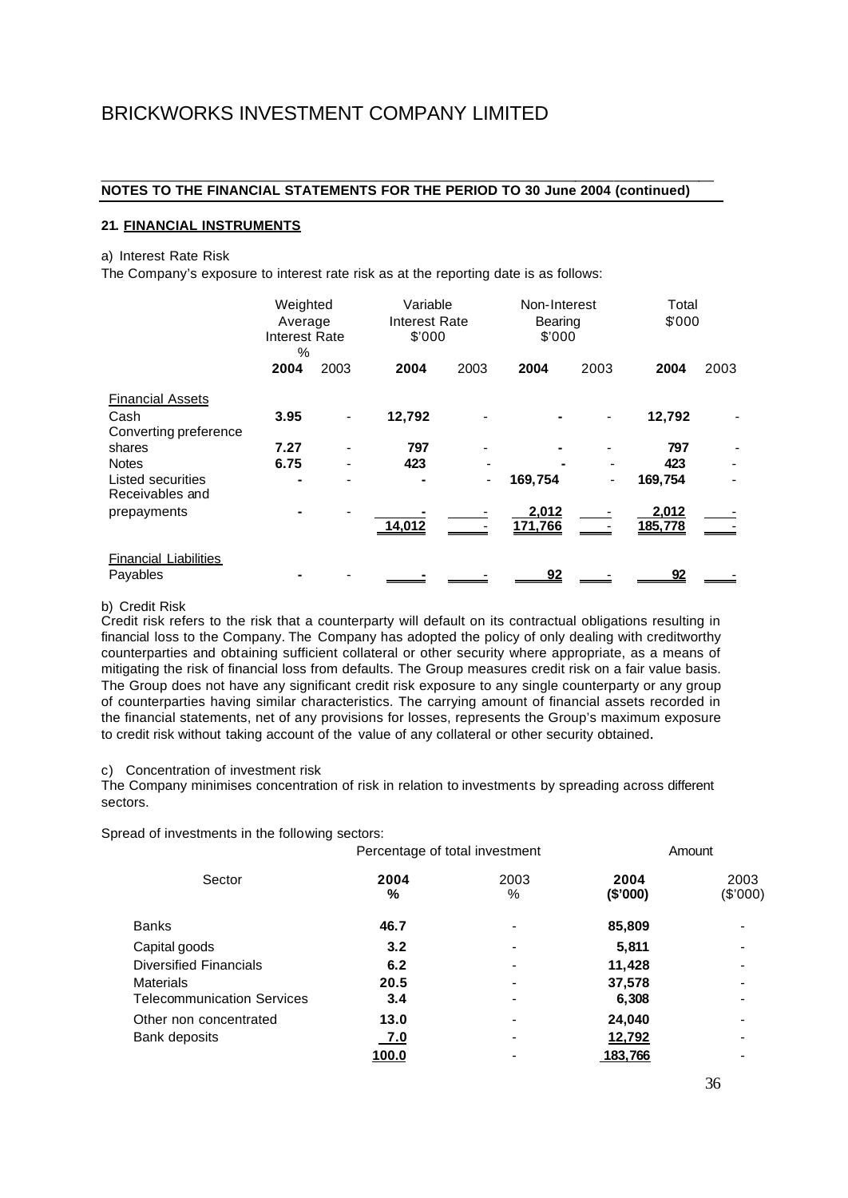# BRICKWORKS INVESTMENT COMPANY LIMITED

**NOTES TO THE FINANCIAL STATEMENTS FOR THE PERIOD TO 30 June 2004 (continued)**

### 21. FINANCIAL INSTRUMENTS

a) Interest Rate Risk

The Company's exposure to interest rate risk as at the reporting date is as follows:

| | Weighted Average Interest Rate % | | Variable Interest Rate $'000 | | Non-Interest Bearing $'000 | | Total $'000 | |
|---|---|---|---|---|---|---|---|---|
| | **2004** | 2003 | **2004** | 2003 | **2004** | 2003 | **2004** | 2003 |
| Financial Assets | | | | | | | | |
| Cash | **3.95** | - | **12,792** | - | **-** | - | **12,792** | - |
| Converting preference shares | **7.27** | - | **797** | - | **-** | - | **797** | - |
| Notes | **6.75** | - | **423** | - | **-** | - | **423** | - |
| Listed securities | **-** | - | **-** | - | **169,754** | - | **169,754** | - |
| Receivables and prepayments | **-** | - | **-** | - | **2,012** | - | **2,012** | - |
| | | | **14,012** | - | **171,766** | - | **185,778** | - |
| Financial Liabilities | | | | | | | | |
| Payables | **-** | - | **-** | - | **92** | - | **92** | - |

b) Credit Risk

Credit risk refers to the risk that a counterparty will default on its contractual obligations resulting in financial loss to the Company. The Company has adopted the policy of only dealing with creditworthy counterparties and obtaining sufficient collateral or other security where appropriate, as a means of mitigating the risk of financial loss from defaults. The Group measures credit risk on a fair value basis. The Group does not have any significant credit risk exposure to any single counterparty or any group of counterparties having similar characteristics. The carrying amount of financial assets recorded in the financial statements, net of any provisions for losses, represents the Group's maximum exposure to credit risk without taking account of the value of any collateral or other security obtained.

c) Concentration of investment risk

The Company minimises concentration of risk in relation to investments by spreading across different sectors.

Spread of investments in the following sectors:

| Sector | Percentage of total investment 2004 % | 2003 % | Amount 2004 ($'000) | 2003 ($'000) |
|---|---|---|---|---|
| Banks | **46.7** | - | **85,809** | - |
| Capital goods | **3.2** | - | **5,811** | - |
| Diversified Financials | **6.2** | - | **11,428** | - |
| Materials | **20.5** | - | **37,578** | - |
| Telecommunication Services | **3.4** | - | **6,308** | - |
| Other non concentrated | **13.0** | - | **24,040** | - |
| Bank deposits | **7.0** | - | **12,792** | - |
| | **100.0** | - | **183,766** | - |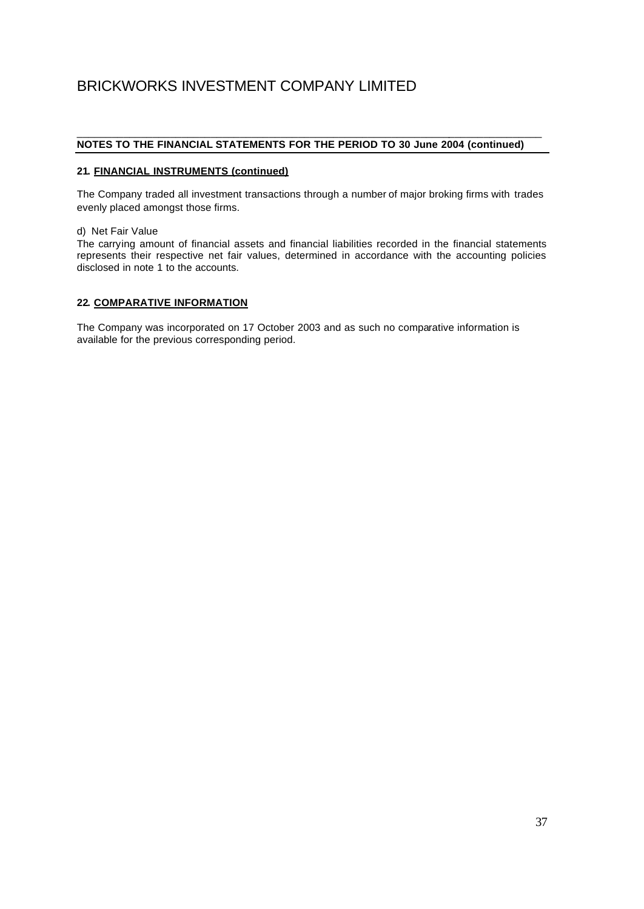# BRICKWORKS INVESTMENT COMPANY LIMITED

**NOTES TO THE FINANCIAL STATEMENTS FOR THE PERIOD TO 30 June 2004 (continued)**

### 21. FINANCIAL INSTRUMENTS (continued)

The Company traded all investment transactions through a number of major broking firms with trades evenly placed amongst those firms.

d) Net Fair Value

The carrying amount of financial assets and financial liabilities recorded in the financial statements represents their respective net fair values, determined in accordance with the accounting policies disclosed in note 1 to the accounts.

### 22. COMPARATIVE INFORMATION

The Company was incorporated on 17 October 2003 and as such no comparative information is available for the previous corresponding period.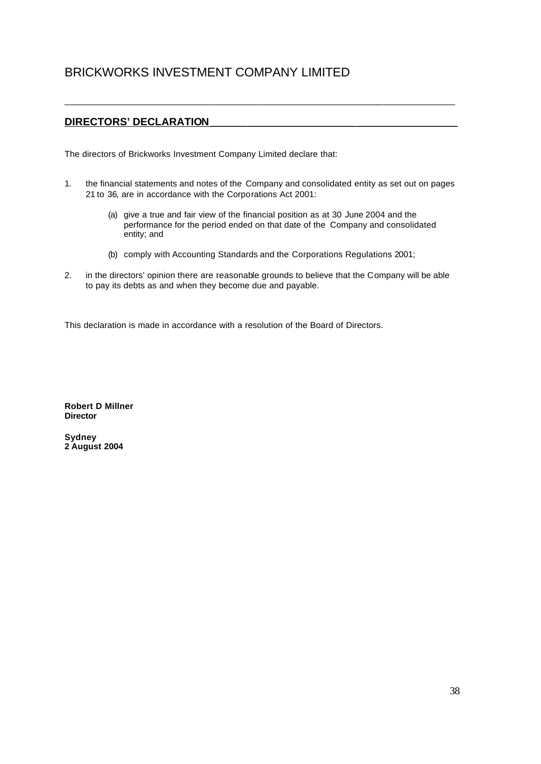# BRICKWORKS INVESTMENT COMPANY LIMITED

## DIRECTORS' DECLARATION

The directors of Brickworks Investment Company Limited declare that:

1. the financial statements and notes of the Company and consolidated entity as set out on pages 21 to 36, are in accordance with the Corporations Act 2001:

   (a) give a true and fair view of the financial position as at 30 June 2004 and the performance for the period ended on that date of the Company and consolidated entity; and

   (b) comply with Accounting Standards and the Corporations Regulations 2001;

2. in the directors' opinion there are reasonable grounds to believe that the Company will be able to pay its debts as and when they become due and payable.

This declaration is made in accordance with a resolution of the Board of Directors.

**Robert D Millner**
**Director**

**Sydney**
**2 August 2004**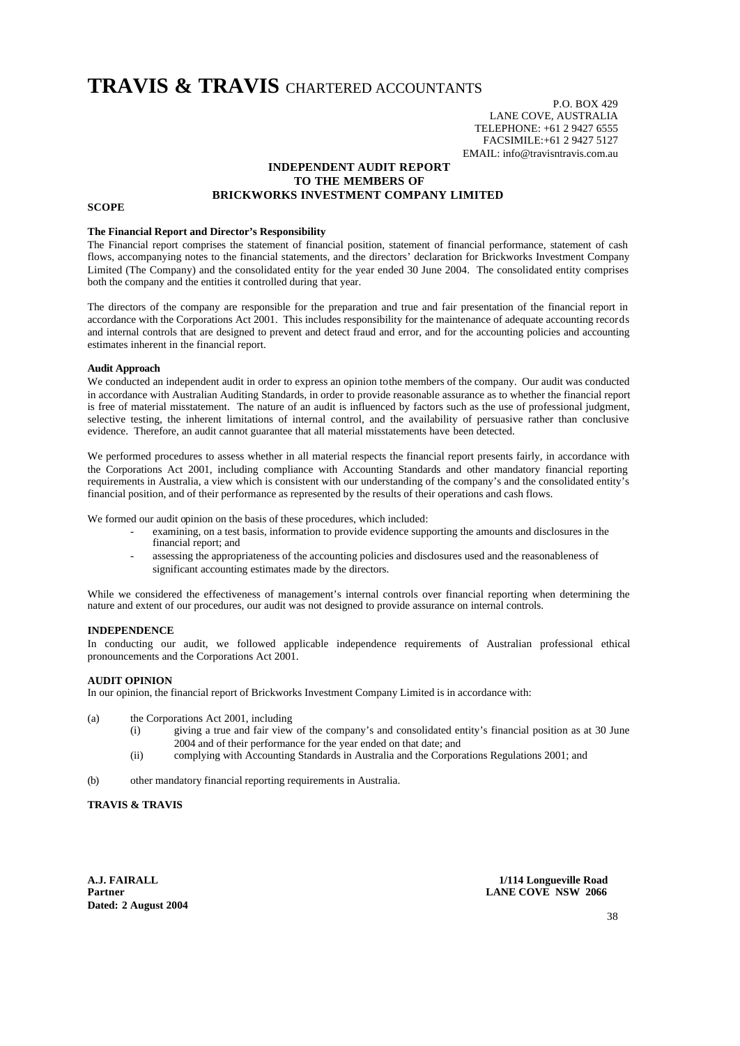# TRAVIS & TRAVIS CHARTERED ACCOUNTANTS

P.O. BOX 429
LANE COVE, AUSTRALIA
TELEPHONE: +61 2 9427 6555
FACSIMILE:+61 2 9427 5127
EMAIL: info@travisntravis.com.au

## INDEPENDENT AUDIT REPORT TO THE MEMBERS OF BRICKWORKS INVESTMENT COMPANY LIMITED

### SCOPE

**The Financial Report and Director's Responsibility**

The Financial report comprises the statement of financial position, statement of financial performance, statement of cash flows, accompanying notes to the financial statements, and the directors' declaration for Brickworks Investment Company Limited (The Company) and the consolidated entity for the year ended 30 June 2004. The consolidated entity comprises both the company and the entities it controlled during that year.

The directors of the company are responsible for the preparation and true and fair presentation of the financial report in accordance with the Corporations Act 2001. This includes responsibility for the maintenance of adequate accounting records and internal controls that are designed to prevent and detect fraud and error, and for the accounting policies and accounting estimates inherent in the financial report.

**Audit Approach**

We conducted an independent audit in order to express an opinion tothe members of the company. Our audit was conducted in accordance with Australian Auditing Standards, in order to provide reasonable assurance as to whether the financial report is free of material misstatement. The nature of an audit is influenced by factors such as the use of professional judgment, selective testing, the inherent limitations of internal control, and the availability of persuasive rather than conclusive evidence. Therefore, an audit cannot guarantee that all material misstatements have been detected.

We performed procedures to assess whether in all material respects the financial report presents fairly, in accordance with the Corporations Act 2001, including compliance with Accounting Standards and other mandatory financial reporting requirements in Australia, a view which is consistent with our understanding of the company's and the consolidated entity's financial position, and of their performance as represented by the results of their operations and cash flows.

We formed our audit opinion on the basis of these procedures, which included:

- examining, on a test basis, information to provide evidence supporting the amounts and disclosures in the financial report; and
- assessing the appropriateness of the accounting policies and disclosures used and the reasonableness of significant accounting estimates made by the directors.

While we considered the effectiveness of management's internal controls over financial reporting when determining the nature and extent of our procedures, our audit was not designed to provide assurance on internal controls.

### INDEPENDENCE

In conducting our audit, we followed applicable independence requirements of Australian professional ethical pronouncements and the Corporations Act 2001.

### AUDIT OPINION

In our opinion, the financial report of Brickworks Investment Company Limited is in accordance with:

(a) the Corporations Act 2001, including
  (i) giving a true and fair view of the company's and consolidated entity's financial position as at 30 June 2004 and of their performance for the year ended on that date; and
  (ii) complying with Accounting Standards in Australia and the Corporations Regulations 2001; and

(b) other mandatory financial reporting requirements in Australia.

**TRAVIS & TRAVIS**

**A.J. FAIRALL**
**Partner**
**Dated: 2 August 2004**

**1/114 Longueville Road**
**LANE COVE NSW 2066**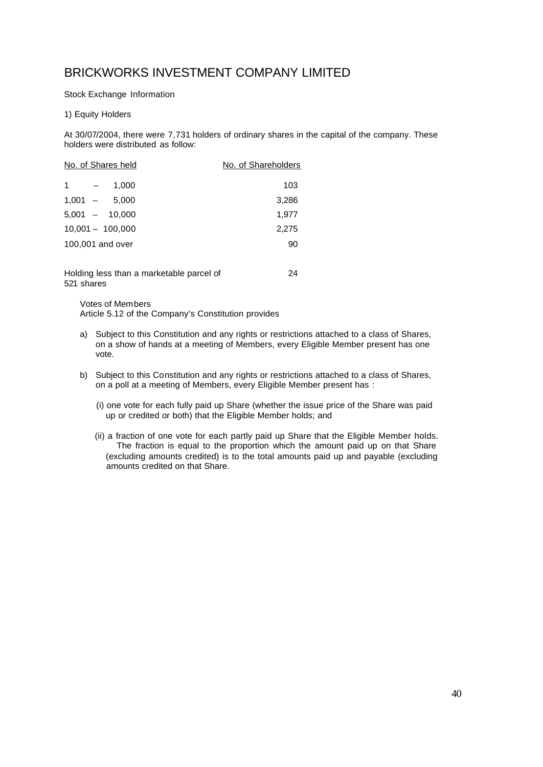# BRICKWORKS INVESTMENT COMPANY LIMITED

Stock Exchange Information

1) Equity Holders

At 30/07/2004, there were 7,731 holders of ordinary shares in the capital of the company. These holders were distributed as follow:

| No. of Shares held | No. of Shareholders |
|---|---|
| 1 – 1,000 | 103 |
| 1,001 – 5,000 | 3,286 |
| 5,001 – 10,000 | 1,977 |
| 10,001 – 100,000 | 2,275 |
| 100,001 and over | 90 |
| | |
| Holding less than a marketable parcel of 521 shares | 24 |

Votes of Members
Article 5.12 of the Company's Constitution provides

a) Subject to this Constitution and any rights or restrictions attached to a class of Shares, on a show of hands at a meeting of Members, every Eligible Member present has one vote.

b) Subject to this Constitution and any rights or restrictions attached to a class of Shares, on a poll at a meeting of Members, every Eligible Member present has :

   (i) one vote for each fully paid up Share (whether the issue price of the Share was paid up or credited or both) that the Eligible Member holds; and

   (ii) a fraction of one vote for each partly paid up Share that the Eligible Member holds. The fraction is equal to the proportion which the amount paid up on that Share (excluding amounts credited) is to the total amounts paid up and payable (excluding amounts credited on that Share.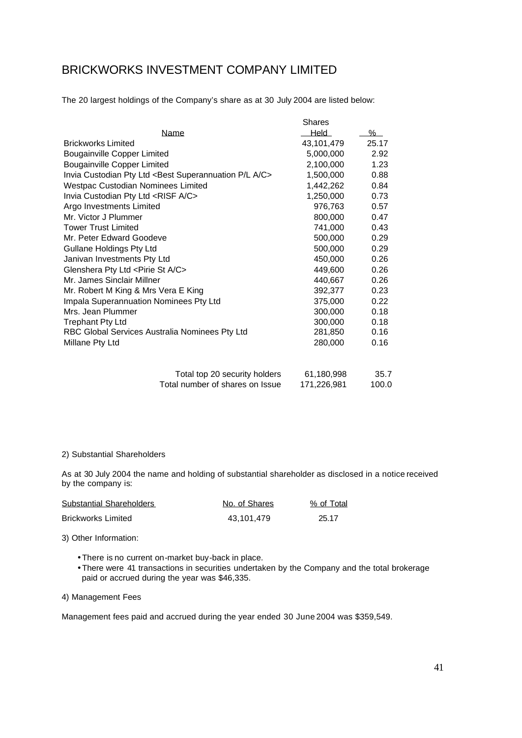# BRICKWORKS INVESTMENT COMPANY LIMITED

The 20 largest holdings of the Company's share as at 30 July 2004 are listed below:

| Name | Shares Held | % |
|---|---|---|
| Brickworks Limited | 43,101,479 | 25.17 |
| Bougainville Copper Limited | 5,000,000 | 2.92 |
| Bougainville Copper Limited | 2,100,000 | 1.23 |
| Invia Custodian Pty Ltd <Best Superannuation P/L A/C> | 1,500,000 | 0.88 |
| Westpac Custodian Nominees Limited | 1,442,262 | 0.84 |
| Invia Custodian Pty Ltd <RISF A/C> | 1,250,000 | 0.73 |
| Argo Investments Limited | 976,763 | 0.57 |
| Mr. Victor J Plummer | 800,000 | 0.47 |
| Tower Trust Limited | 741,000 | 0.43 |
| Mr. Peter Edward Goodeve | 500,000 | 0.29 |
| Gullane Holdings Pty Ltd | 500,000 | 0.29 |
| Janivan Investments Pty Ltd | 450,000 | 0.26 |
| Glenshera Pty Ltd <Pirie St A/C> | 449,600 | 0.26 |
| Mr. James Sinclair Millner | 440,667 | 0.26 |
| Mr. Robert M King & Mrs Vera E King | 392,377 | 0.23 |
| Impala Superannuation Nominees Pty Ltd | 375,000 | 0.22 |
| Mrs. Jean Plummer | 300,000 | 0.18 |
| Trephant Pty Ltd | 300,000 | 0.18 |
| RBC Global Services Australia Nominees Pty Ltd | 281,850 | 0.16 |
| Millane Pty Ltd | 280,000 | 0.16 |
| Total top 20 security holders | 61,180,998 | 35.7 |
| Total number of shares on Issue | 171,226,981 | 100.0 |

2) Substantial Shareholders

As at 30 July 2004 the name and holding of substantial shareholder as disclosed in a notice received by the company is:

| Substantial Shareholders | No. of Shares | % of Total |
|---|---|---|
| Brickworks Limited | 43,101,479 | 25.17 |

3) Other Information:

- There is no current on-market buy-back in place.
- There were 41 transactions in securities undertaken by the Company and the total brokerage paid or accrued during the year was $46,335.

4) Management Fees

Management fees paid and accrued during the year ended 30 June 2004 was $359,549.